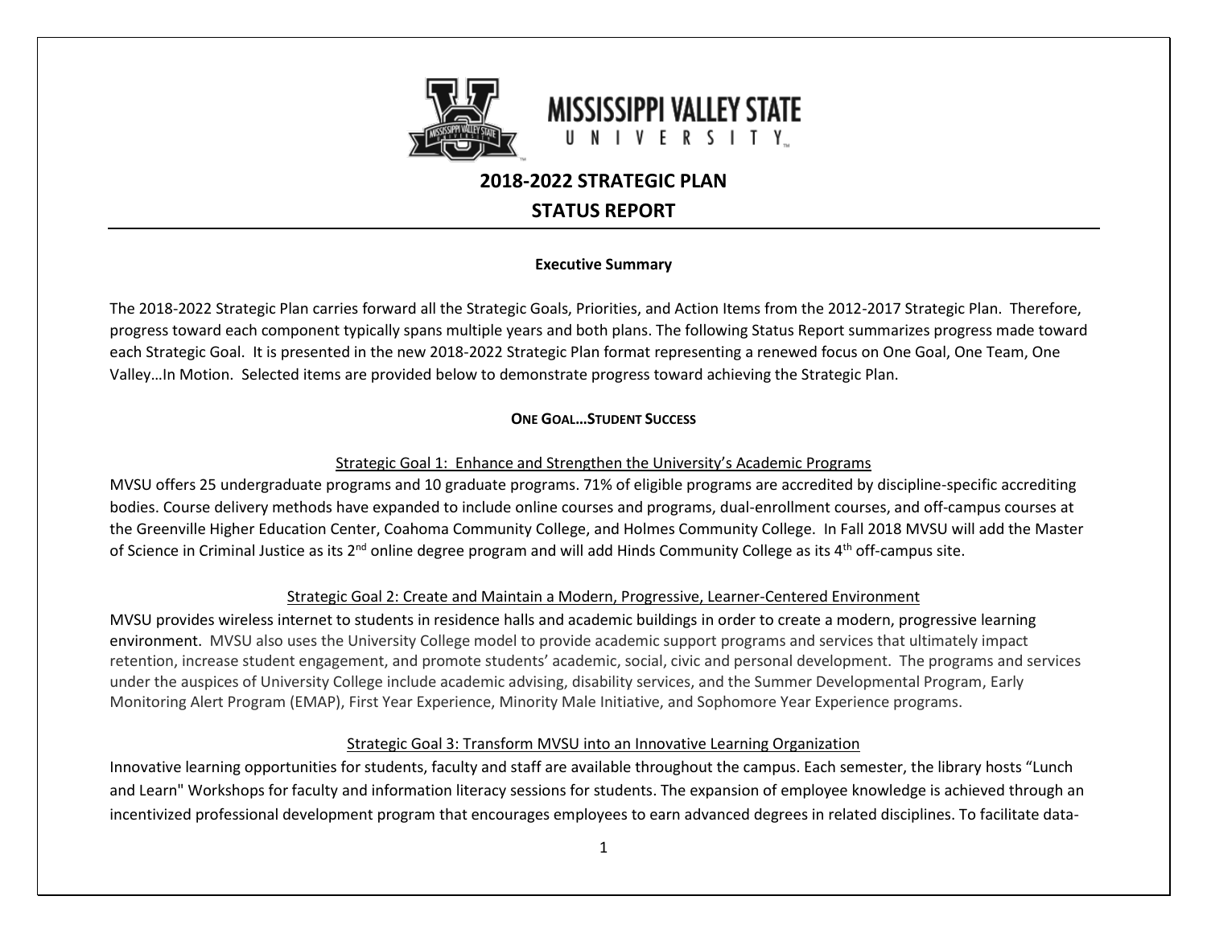# 2018-2022 STRATEGIC PLAN

# STATUS REPORT

### Executive Summary

The 2018-2022 Strategic Plan carries forward all the Strategic Goals, Priorities, and Action Items from the 2012-2017 Strategic Plan. Therefore, progress toward each component typically spans multiple years and both plans. The following Status Report summarizes progress made toward each Strategic Goal. It is presented in the new 2018-2022 Strategic Plan format representing a renewed focus on One Goal, One Team, One Valley…In Motion. Selected items are provided below to demonstrate progress toward achieving the Strategic Plan.

## ONE GOAL…STUDENT SUCCESS

### Strategic Goal 1: Enhance and Strengthen the University's Academic Programs

MVSU offers 25 undergraduate programs and 10 graduate programs. 71% of eligible programs are accredited by discipline-specific accrediting bodies. Course delivery methods have expanded to include online courses and programs, dual-enrollment courses, and off-campus courses at the Greenville Higher Education Center, Coahoma Community College, and Holmes Community College. In Fall 2018 MVSU will add the Master of Science in Criminal Justice as its 2nd online degree program and will add Hinds Community College as its 4th off-campus site.

### Strategic Goal 2: Create and Maintain a Modern, Progressive, Learner-Centered Environment

MVSU provides wireless internet to students in residence halls and academic buildings in order to create a modern, progressive learning environment. MVSU also uses the University College model to provide academic support programs and services that ultimately impact retention, increase student engagement, and promote students' academic, social, civic and personal development. The programs and services under the auspices of University College include academic advising, disability services, and the Summer Developmental Program, Early Monitoring Alert Program (EMAP), First Year Experience, Minority Male Initiative, and Sophomore Year Experience programs.

### Strategic Goal 3: Transform MVSU into an Innovative Learning Organization

Innovative learning opportunities for students, faculty and staff are available throughout the campus. Each semester, the library hosts "Lunch and Learn" Workshops for faculty and information literacy sessions for students. The expansion of employee knowledge is achieved through an incentivized professional development program that encourages employees to earn advanced degrees in related disciplines. To facilitate data-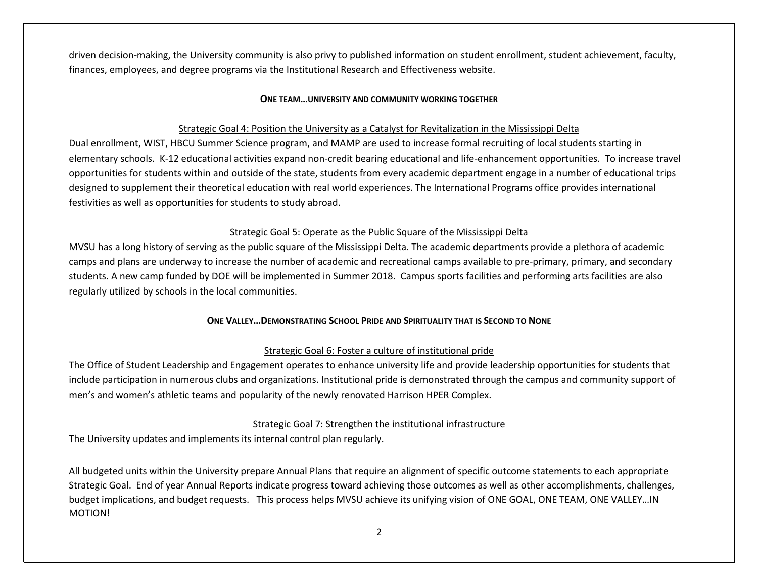driven decision-making, the University community is also privy to published information on student enrollment, student achievement, faculty, finances, employees, and degree programs via the Institutional Research and Effectiveness website.

## ONE TEAM…UNIVERSITY AND COMMUNITY WORKING TOGETHER

### Strategic Goal 4: Position the University as a Catalyst for Revitalization in the Mississippi Delta

Dual enrollment, WIST, HBCU Summer Science program, and MAMP are used to increase formal recruiting of local students starting in elementary schools. K-12 educational activities expand non-credit bearing educational and life-enhancement opportunities. To increase travel opportunities for students within and outside of the state, students from every academic department engage in a number of educational trips designed to supplement their theoretical education with real world experiences. The International Programs office provides international festivities as well as opportunities for students to study abroad.

### Strategic Goal 5: Operate as the Public Square of the Mississippi Delta

MVSU has a long history of serving as the public square of the Mississippi Delta. The academic departments provide a plethora of academic camps and plans are underway to increase the number of academic and recreational camps available to pre-primary, primary, and secondary students. A new camp funded by DOE will be implemented in Summer 2018. Campus sports facilities and performing arts facilities are also regularly utilized by schools in the local communities.

## ONE VALLEY…DEMONSTRATING SCHOOL PRIDE AND SPIRITUALITY THAT IS SECOND TO NONE

### Strategic Goal 6: Foster a culture of institutional pride

The Office of Student Leadership and Engagement operates to enhance university life and provide leadership opportunities for students that include participation in numerous clubs and organizations. Institutional pride is demonstrated through the campus and community support of men's and women's athletic teams and popularity of the newly renovated Harrison HPER Complex.

### Strategic Goal 7: Strengthen the institutional infrastructure

The University updates and implements its internal control plan regularly.

All budgeted units within the University prepare Annual Plans that require an alignment of specific outcome statements to each appropriate Strategic Goal. End of year Annual Reports indicate progress toward achieving those outcomes as well as other accomplishments, challenges, budget implications, and budget requests. This process helps MVSU achieve its unifying vision of ONE GOAL, ONE TEAM, ONE VALLEY…IN MOTION!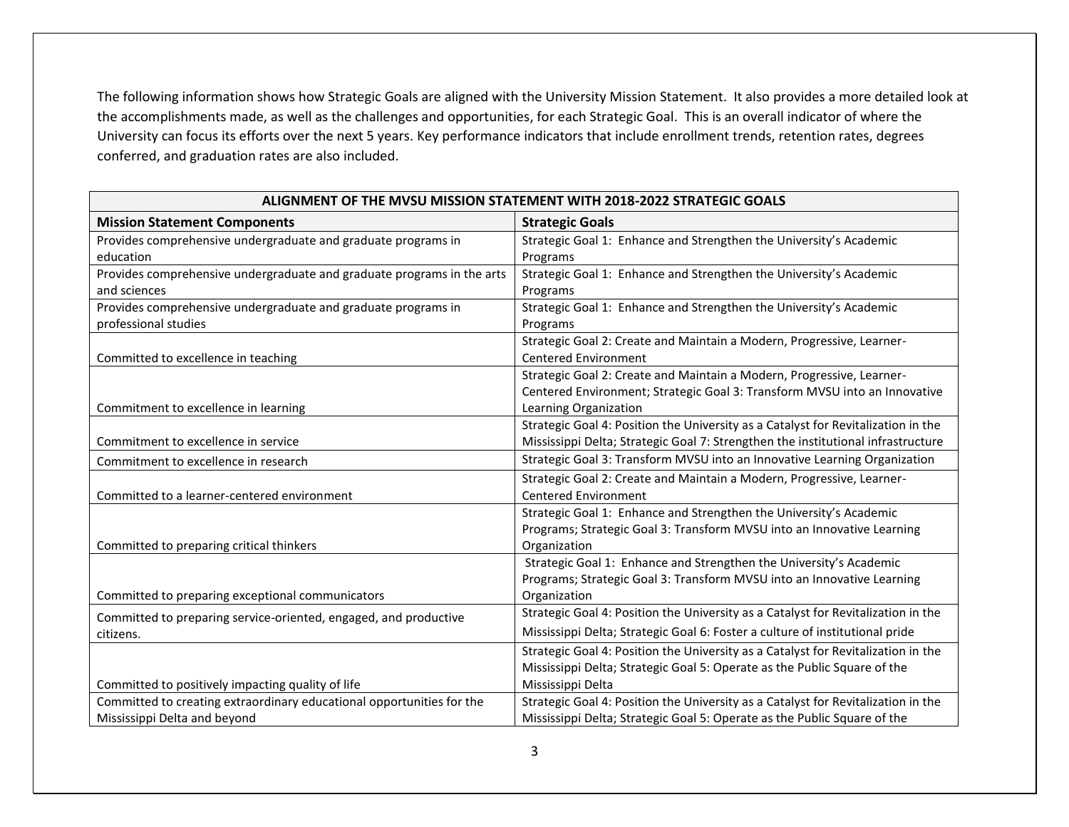The following information shows how Strategic Goals are aligned with the University Mission Statement. It also provides a more detailed look at the accomplishments made, as well as the challenges and opportunities, for each Strategic Goal. This is an overall indicator of where the University can focus its efforts over the next 5 years. Key performance indicators that include enrollment trends, retention rates, degrees conferred, and graduation rates are also included.

| ALIGNMENT OF THE MVSU MISSION STATEMENT WITH 2018-2022 STRATEGIC GOALS | |
|---|---|
| **Mission Statement Components** | **Strategic Goals** |
| Provides comprehensive undergraduate and graduate programs in education | Strategic Goal 1: Enhance and Strengthen the University's Academic Programs |
| Provides comprehensive undergraduate and graduate programs in the arts and sciences | Strategic Goal 1: Enhance and Strengthen the University's Academic Programs |
| Provides comprehensive undergraduate and graduate programs in professional studies | Strategic Goal 1: Enhance and Strengthen the University's Academic Programs |
| Committed to excellence in teaching | Strategic Goal 2: Create and Maintain a Modern, Progressive, Learner-Centered Environment |
| Commitment to excellence in learning | Strategic Goal 2: Create and Maintain a Modern, Progressive, Learner-Centered Environment; Strategic Goal 3: Transform MVSU into an Innovative Learning Organization |
| Commitment to excellence in service | Strategic Goal 4: Position the University as a Catalyst for Revitalization in the Mississippi Delta; Strategic Goal 7: Strengthen the institutional infrastructure |
| Commitment to excellence in research | Strategic Goal 3: Transform MVSU into an Innovative Learning Organization |
| Committed to a learner-centered environment | Strategic Goal 2: Create and Maintain a Modern, Progressive, Learner-Centered Environment |
| Committed to preparing critical thinkers | Strategic Goal 1: Enhance and Strengthen the University's Academic Programs; Strategic Goal 3: Transform MVSU into an Innovative Learning Organization |
| Committed to preparing exceptional communicators | Strategic Goal 1: Enhance and Strengthen the University's Academic Programs; Strategic Goal 3: Transform MVSU into an Innovative Learning Organization |
| Committed to preparing service-oriented, engaged, and productive citizens. | Strategic Goal 4: Position the University as a Catalyst for Revitalization in the Mississippi Delta; Strategic Goal 6: Foster a culture of institutional pride |
| Committed to positively impacting quality of life | Strategic Goal 4: Position the University as a Catalyst for Revitalization in the Mississippi Delta; Strategic Goal 5: Operate as the Public Square of the Mississippi Delta |
| Committed to creating extraordinary educational opportunities for the Mississippi Delta and beyond | Strategic Goal 4: Position the University as a Catalyst for Revitalization in the Mississippi Delta; Strategic Goal 5: Operate as the Public Square of the |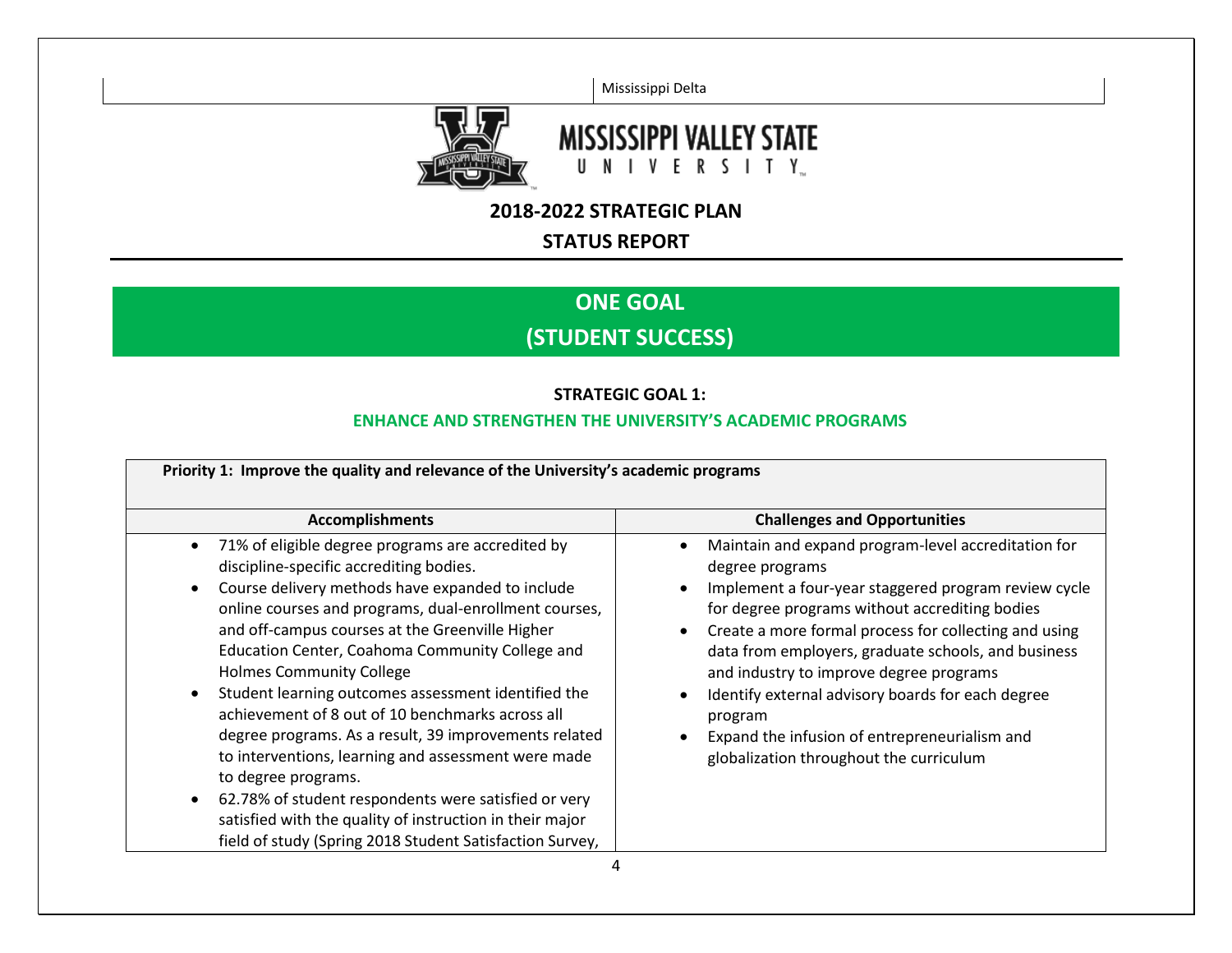Mississippi Delta

MISSISSIPPI VALLEY STATE UNIVERSITY

## 2018-2022 STRATEGIC PLAN

## STATUS REPORT

# ONE GOAL
# (STUDENT SUCCESS)

### STRATEGIC GOAL 1:

### ENHANCE AND STRENGTHEN THE UNIVERSITY'S ACADEMIC PROGRAMS

**Priority 1: Improve the quality and relevance of the University's academic programs**

| Accomplishments | Challenges and Opportunities |
|---|---|
| • 71% of eligible degree programs are accredited by discipline-specific accrediting bodies.<br>• Course delivery methods have expanded to include online courses and programs, dual-enrollment courses, and off-campus courses at the Greenville Higher Education Center, Coahoma Community College and Holmes Community College<br>• Student learning outcomes assessment identified the achievement of 8 out of 10 benchmarks across all degree programs. As a result, 39 improvements related to interventions, learning and assessment were made to degree programs.<br>• 62.78% of student respondents were satisfied or very satisfied with the quality of instruction in their major field of study (Spring 2018 Student Satisfaction Survey, | • Maintain and expand program-level accreditation for degree programs<br>• Implement a four-year staggered program review cycle for degree programs without accrediting bodies<br>• Create a more formal process for collecting and using data from employers, graduate schools, and business and industry to improve degree programs<br>• Identify external advisory boards for each degree program<br>• Expand the infusion of entrepreneurialism and globalization throughout the curriculum |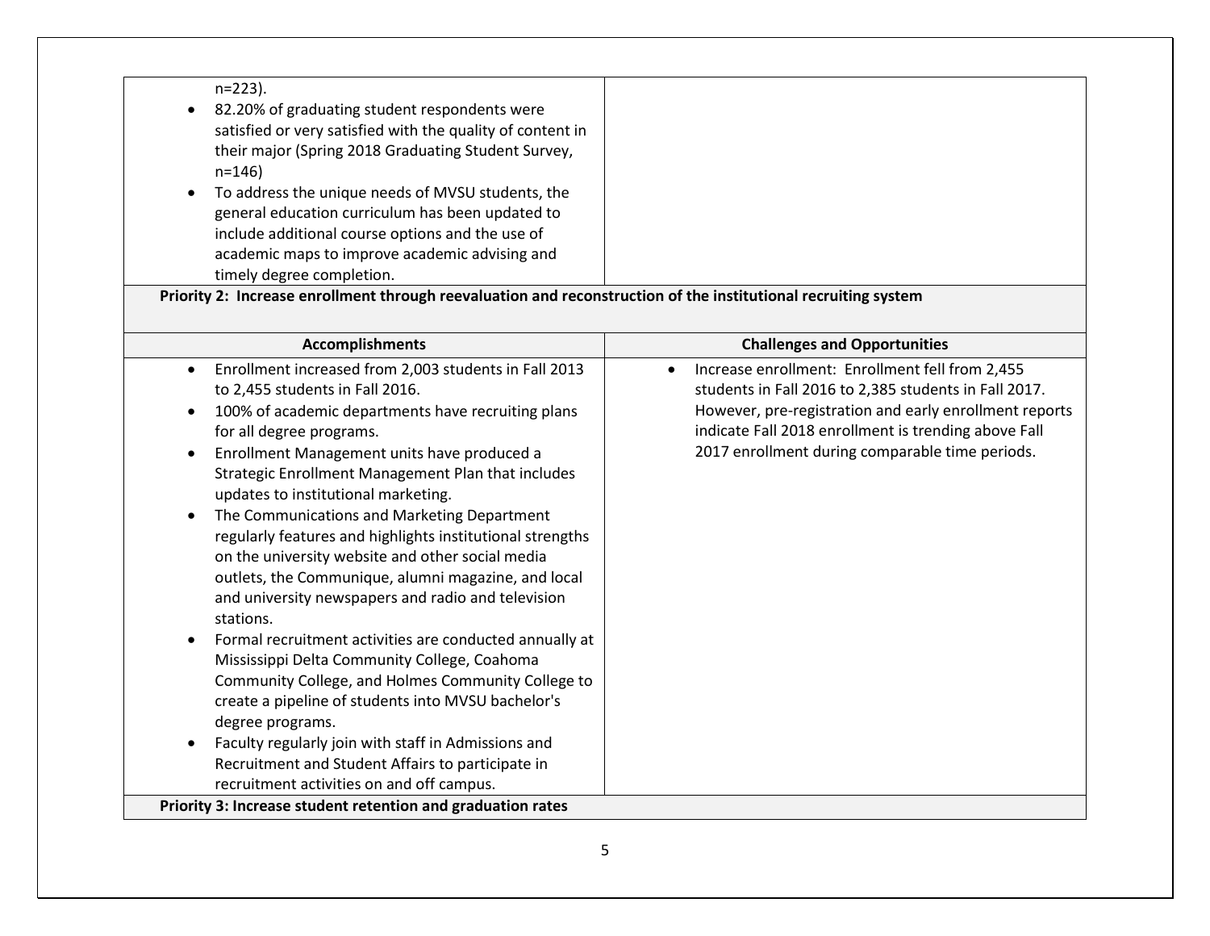| | |
|---|---|
| n=223).<br>• 82.20% of graduating student respondents were satisfied or very satisfied with the quality of content in their major (Spring 2018 Graduating Student Survey, n=146)<br>• To address the unique needs of MVSU students, the general education curriculum has been updated to include additional course options and the use of academic maps to improve academic advising and timely degree completion. | |

**Priority 2: Increase enrollment through reevaluation and reconstruction of the institutional recruiting system**

| Accomplishments | Challenges and Opportunities |
|---|---|
| • Enrollment increased from 2,003 students in Fall 2013 to 2,455 students in Fall 2016.<br>• 100% of academic departments have recruiting plans for all degree programs.<br>• Enrollment Management units have produced a Strategic Enrollment Management Plan that includes updates to institutional marketing.<br>• The Communications and Marketing Department regularly features and highlights institutional strengths on the university website and other social media outlets, the Communique, alumni magazine, and local and university newspapers and radio and television stations.<br>• Formal recruitment activities are conducted annually at Mississippi Delta Community College, Coahoma Community College, and Holmes Community College to create a pipeline of students into MVSU bachelor's degree programs.<br>• Faculty regularly join with staff in Admissions and Recruitment and Student Affairs to participate in recruitment activities on and off campus. | • Increase enrollment: Enrollment fell from 2,455 students in Fall 2016 to 2,385 students in Fall 2017. However, pre-registration and early enrollment reports indicate Fall 2018 enrollment is trending above Fall 2017 enrollment during comparable time periods. |

**Priority 3: Increase student retention and graduation rates**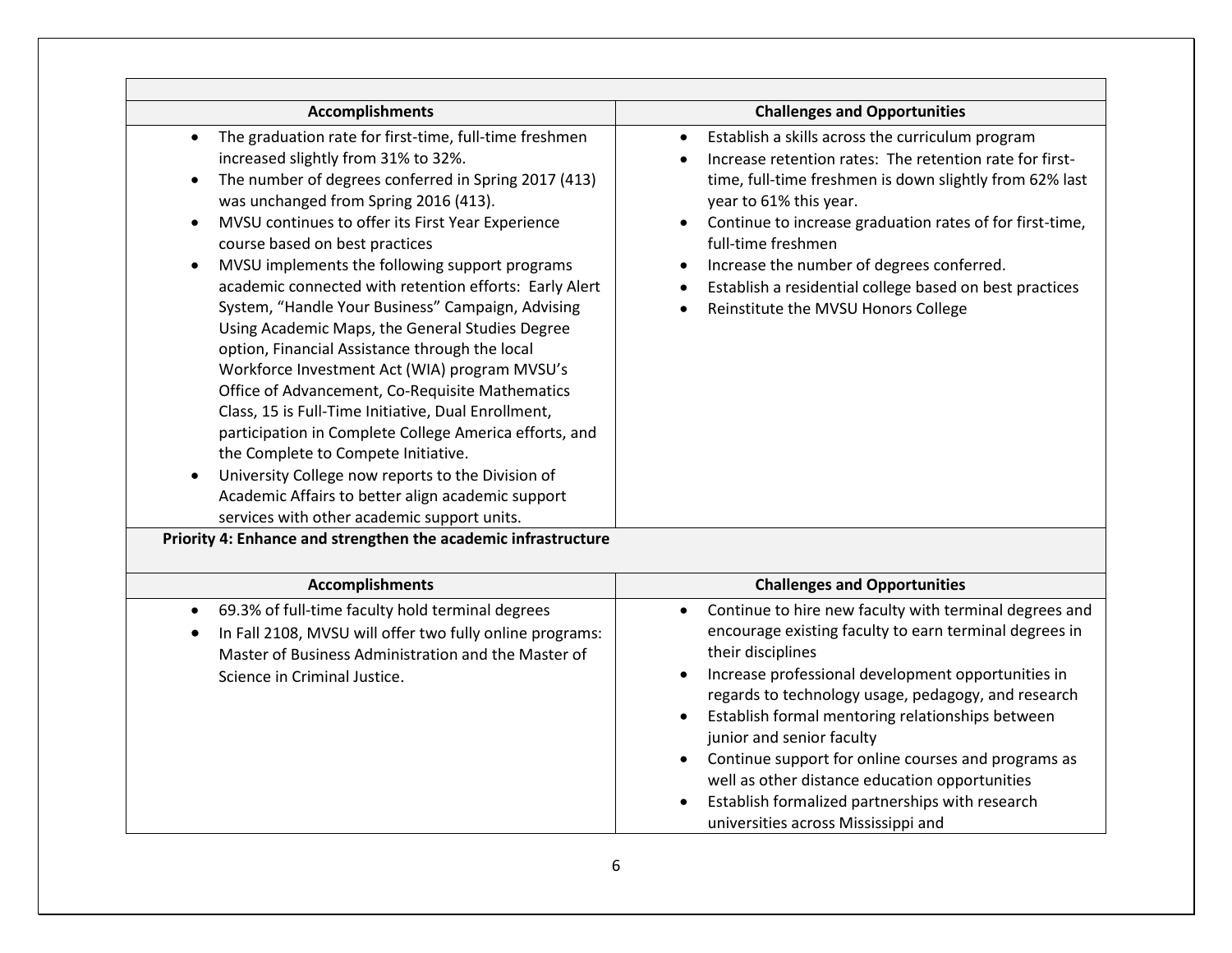| Accomplishments | Challenges and Opportunities |
|---|---|
| • The graduation rate for first-time, full-time freshmen increased slightly from 31% to 32%.<br>• The number of degrees conferred in Spring 2017 (413) was unchanged from Spring 2016 (413).<br>• MVSU continues to offer its First Year Experience course based on best practices<br>• MVSU implements the following support programs academic connected with retention efforts: Early Alert System, "Handle Your Business" Campaign, Advising Using Academic Maps, the General Studies Degree option, Financial Assistance through the local Workforce Investment Act (WIA) program MVSU's Office of Advancement, Co-Requisite Mathematics Class, 15 is Full-Time Initiative, Dual Enrollment, participation in Complete College America efforts, and the Complete to Compete Initiative.<br>• University College now reports to the Division of Academic Affairs to better align academic support services with other academic support units. | • Establish a skills across the curriculum program<br>• Increase retention rates: The retention rate for first-time, full-time freshmen is down slightly from 62% last year to 61% this year.<br>• Continue to increase graduation rates of for first-time, full-time freshmen<br>• Increase the number of degrees conferred.<br>• Establish a residential college based on best practices<br>• Reinstitute the MVSU Honors College |

**Priority 4: Enhance and strengthen the academic infrastructure**

| Accomplishments | Challenges and Opportunities |
|---|---|
| • 69.3% of full-time faculty hold terminal degrees<br>• In Fall 2108, MVSU will offer two fully online programs: Master of Business Administration and the Master of Science in Criminal Justice. | • Continue to hire new faculty with terminal degrees and encourage existing faculty to earn terminal degrees in their disciplines<br>• Increase professional development opportunities in regards to technology usage, pedagogy, and research<br>• Establish formal mentoring relationships between junior and senior faculty<br>• Continue support for online courses and programs as well as other distance education opportunities<br>• Establish formalized partnerships with research universities across Mississippi and |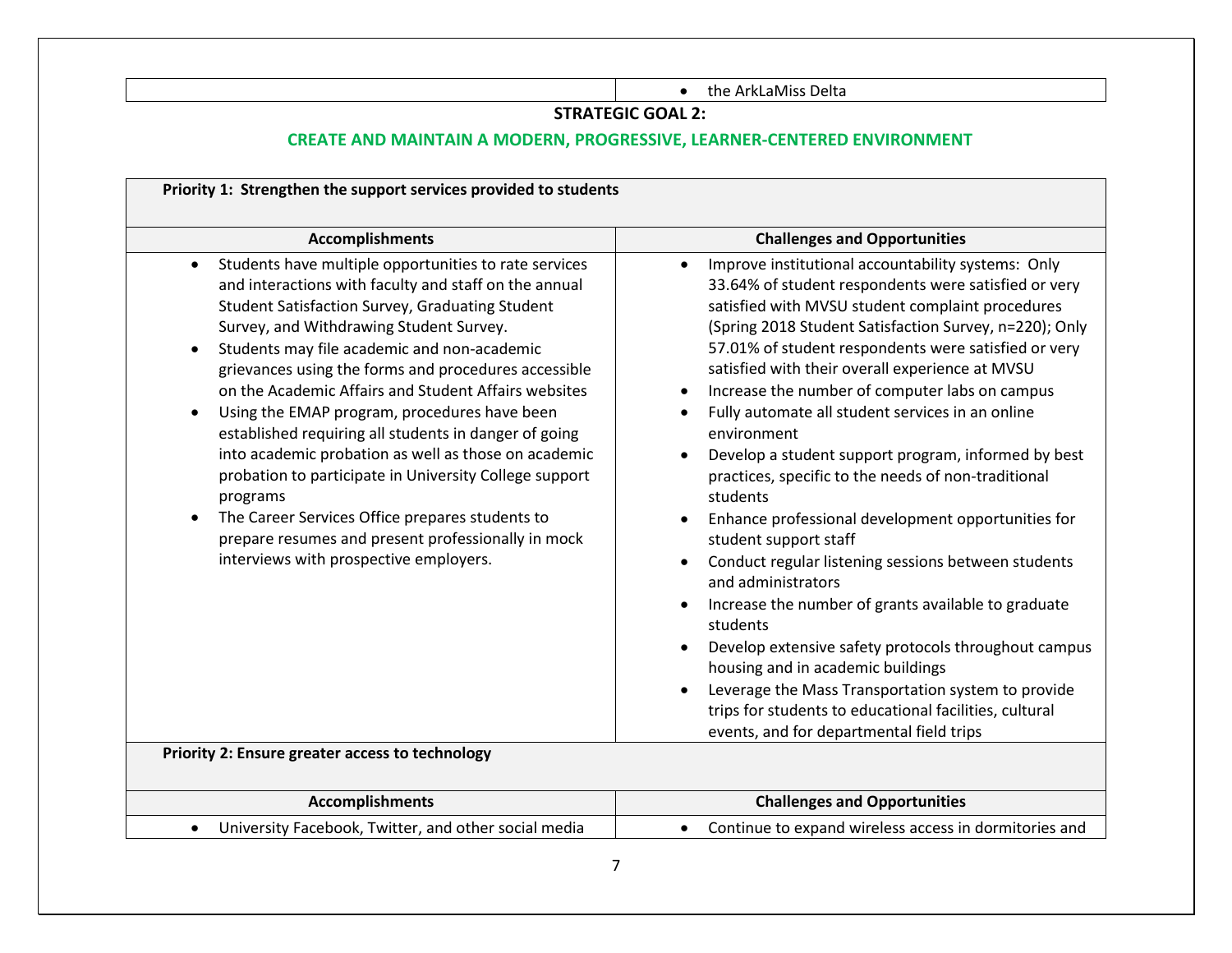| | • the ArkLaMiss Delta |
|---|---|

## STRATEGIC GOAL 2:

## CREATE AND MAINTAIN A MODERN, PROGRESSIVE, LEARNER-CENTERED ENVIRONMENT

**Priority 1: Strengthen the support services provided to students**

| Accomplishments | Challenges and Opportunities |
|---|---|
| • Students have multiple opportunities to rate services and interactions with faculty and staff on the annual Student Satisfaction Survey, Graduating Student Survey, and Withdrawing Student Survey.<br>• Students may file academic and non-academic grievances using the forms and procedures accessible on the Academic Affairs and Student Affairs websites<br>• Using the EMAP program, procedures have been established requiring all students in danger of going into academic probation as well as those on academic probation to participate in University College support programs<br>• The Career Services Office prepares students to prepare resumes and present professionally in mock interviews with prospective employers. | • Improve institutional accountability systems: Only 33.64% of student respondents were satisfied or very satisfied with MVSU student complaint procedures (Spring 2018 Student Satisfaction Survey, n=220); Only 57.01% of student respondents were satisfied or very satisfied with their overall experience at MVSU<br>• Increase the number of computer labs on campus<br>• Fully automate all student services in an online environment<br>• Develop a student support program, informed by best practices, specific to the needs of non-traditional students<br>• Enhance professional development opportunities for student support staff<br>• Conduct regular listening sessions between students and administrators<br>• Increase the number of grants available to graduate students<br>• Develop extensive safety protocols throughout campus housing and in academic buildings<br>• Leverage the Mass Transportation system to provide trips for students to educational facilities, cultural events, and for departmental field trips |

**Priority 2: Ensure greater access to technology**

| Accomplishments | Challenges and Opportunities |
|---|---|
| • University Facebook, Twitter, and other social media | • Continue to expand wireless access in dormitories and |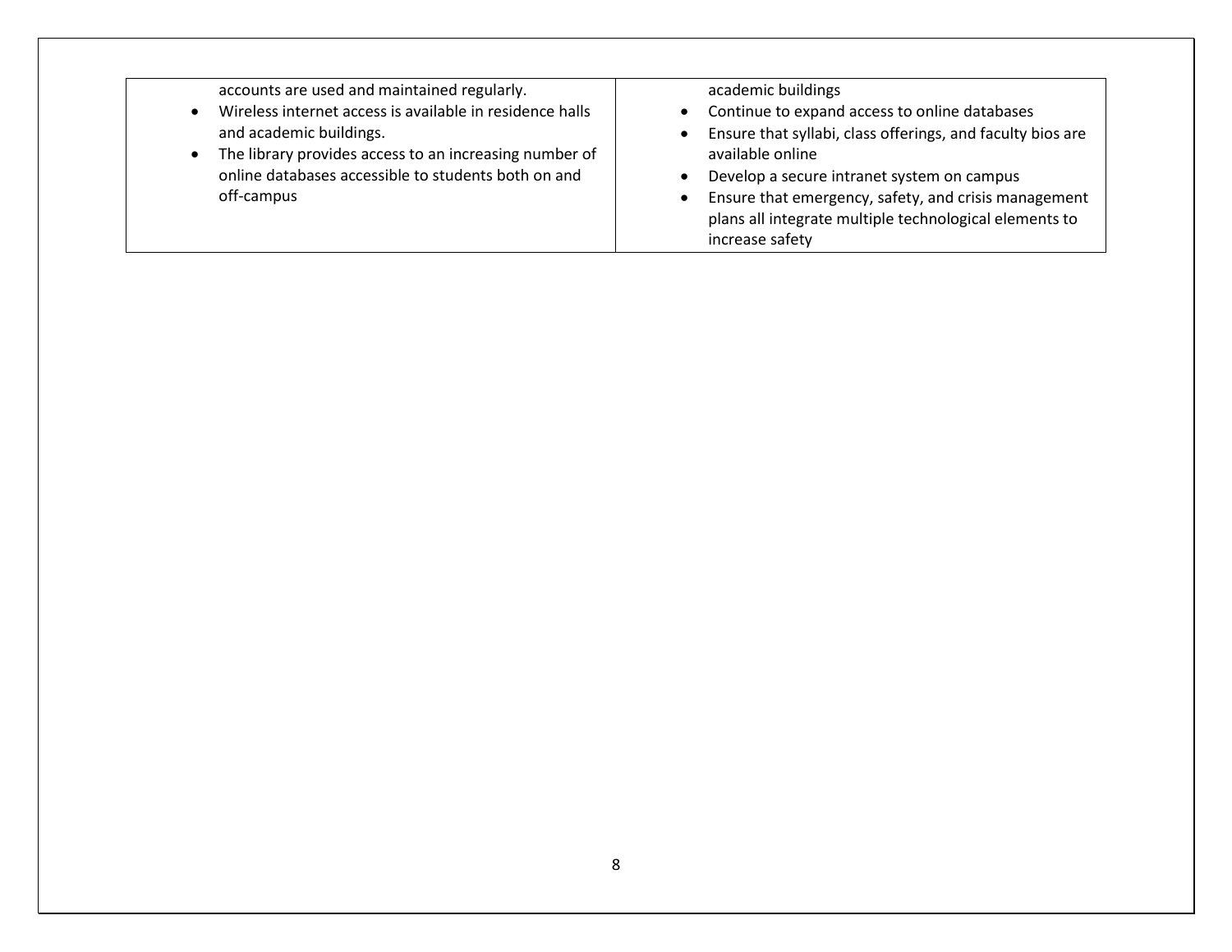| | |
|---|---|
| accounts are used and maintained regularly.<br>• Wireless internet access is available in residence halls and academic buildings.<br>• The library provides access to an increasing number of online databases accessible to students both on and off-campus | academic buildings<br>• Continue to expand access to online databases<br>• Ensure that syllabi, class offerings, and faculty bios are available online<br>• Develop a secure intranet system on campus<br>• Ensure that emergency, safety, and crisis management plans all integrate multiple technological elements to increase safety |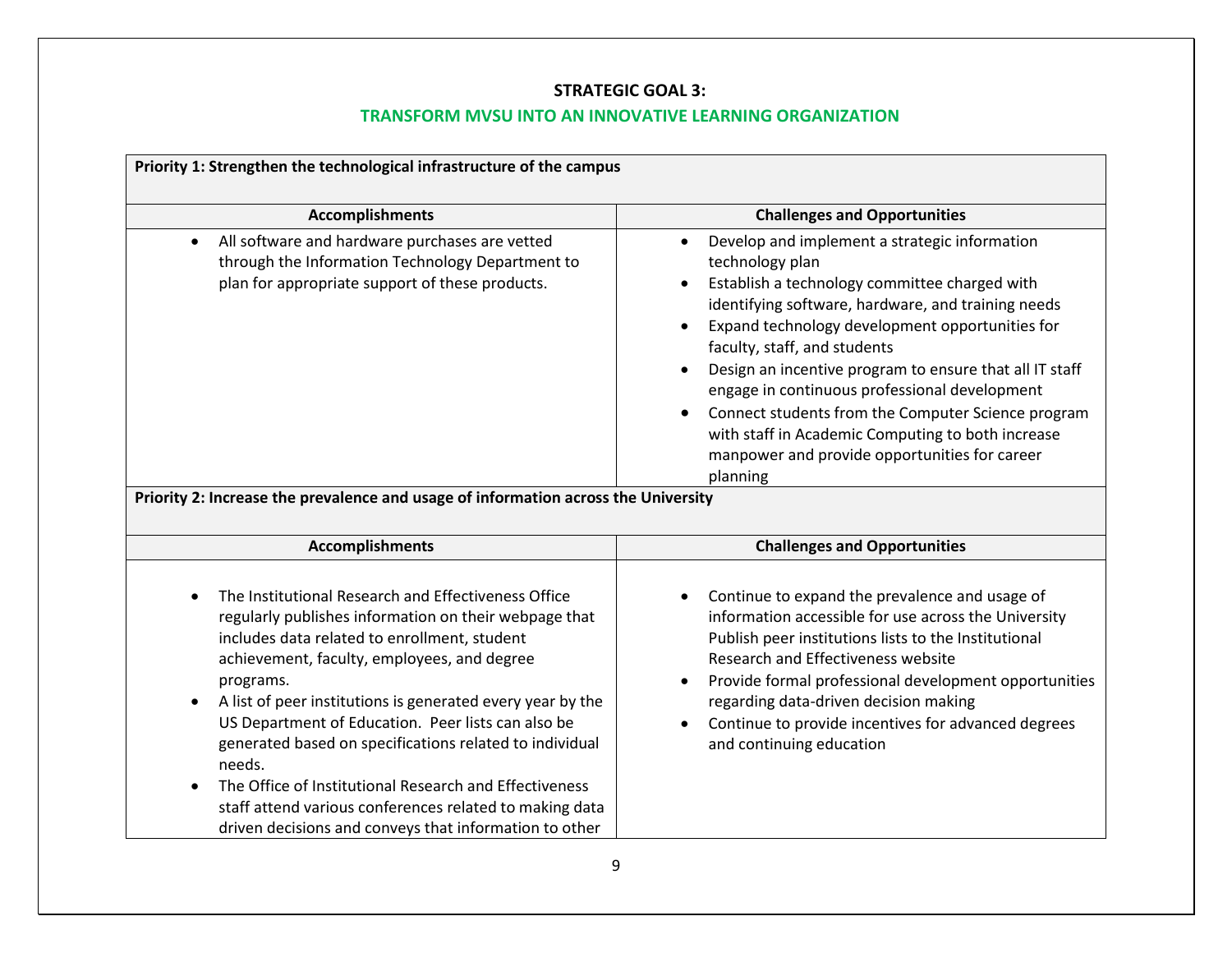**STRATEGIC GOAL 3:**

**TRANSFORM MVSU INTO AN INNOVATIVE LEARNING ORGANIZATION**

**Priority 1: Strengthen the technological infrastructure of the campus**

| Accomplishments | Challenges and Opportunities |
|---|---|
| • All software and hardware purchases are vetted through the Information Technology Department to plan for appropriate support of these products. | • Develop and implement a strategic information technology plan<br>• Establish a technology committee charged with identifying software, hardware, and training needs<br>• Expand technology development opportunities for faculty, staff, and students<br>• Design an incentive program to ensure that all IT staff engage in continuous professional development<br>• Connect students from the Computer Science program with staff in Academic Computing to both increase manpower and provide opportunities for career planning |

**Priority 2: Increase the prevalence and usage of information across the University**

| Accomplishments | Challenges and Opportunities |
|---|---|
| • The Institutional Research and Effectiveness Office regularly publishes information on their webpage that includes data related to enrollment, student achievement, faculty, employees, and degree programs.<br>• A list of peer institutions is generated every year by the US Department of Education. Peer lists can also be generated based on specifications related to individual needs.<br>• The Office of Institutional Research and Effectiveness staff attend various conferences related to making data driven decisions and conveys that information to other | • Continue to expand the prevalence and usage of information accessible for use across the University Publish peer institutions lists to the Institutional Research and Effectiveness website<br>• Provide formal professional development opportunities regarding data-driven decision making<br>• Continue to provide incentives for advanced degrees and continuing education |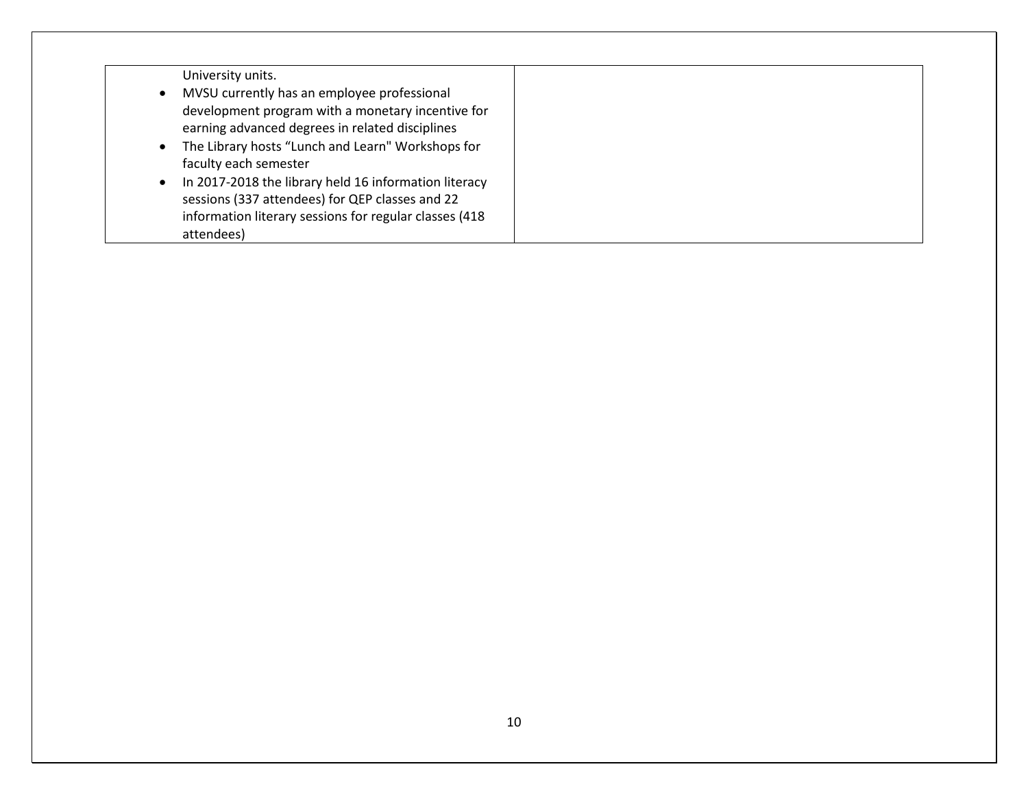| | |
|---|---|
| University units.<br>• MVSU currently has an employee professional development program with a monetary incentive for earning advanced degrees in related disciplines<br>• The Library hosts "Lunch and Learn" Workshops for faculty each semester<br>• In 2017-2018 the library held 16 information literacy sessions (337 attendees) for QEP classes and 22 information literary sessions for regular classes (418 attendees) | |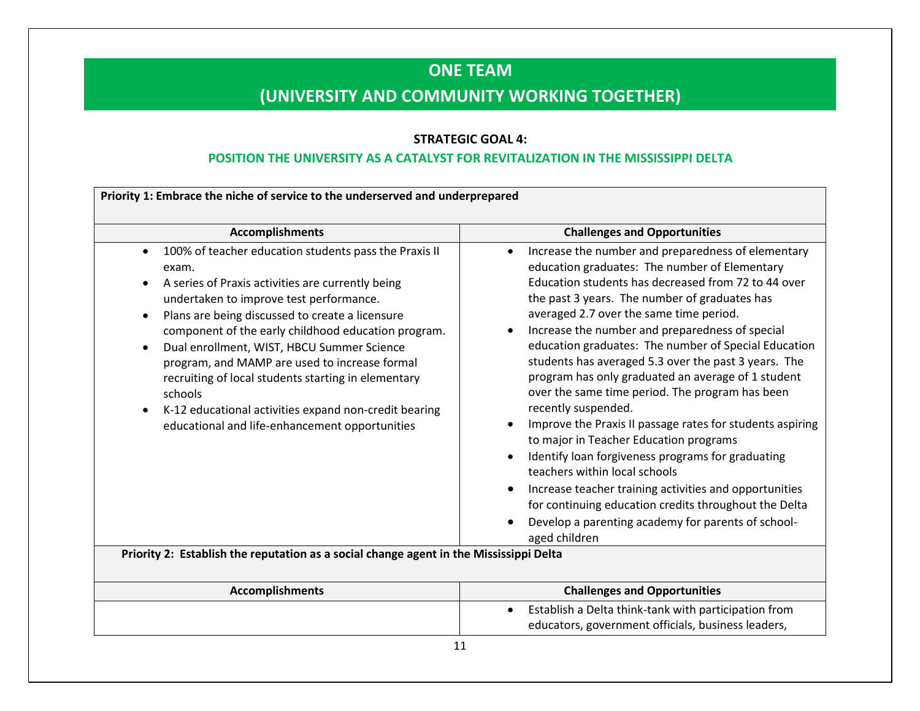# ONE TEAM

# (UNIVERSITY AND COMMUNITY WORKING TOGETHER)

**STRATEGIC GOAL 4:**

**POSITION THE UNIVERSITY AS A CATALYST FOR REVITALIZATION IN THE MISSISSIPPI DELTA**

**Priority 1: Embrace the niche of service to the underserved and underprepared**

| Accomplishments | Challenges and Opportunities |
|---|---|
| • 100% of teacher education students pass the Praxis II exam.<br>• A series of Praxis activities are currently being undertaken to improve test performance.<br>• Plans are being discussed to create a licensure component of the early childhood education program.<br>• Dual enrollment, WIST, HBCU Summer Science program, and MAMP are used to increase formal recruiting of local students starting in elementary schools<br>• K-12 educational activities expand non-credit bearing educational and life-enhancement opportunities | • Increase the number and preparedness of elementary education graduates: The number of Elementary Education students has decreased from 72 to 44 over the past 3 years. The number of graduates has averaged 2.7 over the same time period.<br>• Increase the number and preparedness of special education graduates: The number of Special Education students has averaged 5.3 over the past 3 years. The program has only graduated an average of 1 student over the same time period. The program has been recently suspended.<br>• Improve the Praxis II passage rates for students aspiring to major in Teacher Education programs<br>• Identify loan forgiveness programs for graduating teachers within local schools<br>• Increase teacher training activities and opportunities for continuing education credits throughout the Delta<br>• Develop a parenting academy for parents of school-aged children |

**Priority 2: Establish the reputation as a social change agent in the Mississippi Delta**

| Accomplishments | Challenges and Opportunities |
|---|---|
| | • Establish a Delta think-tank with participation from educators, government officials, business leaders, |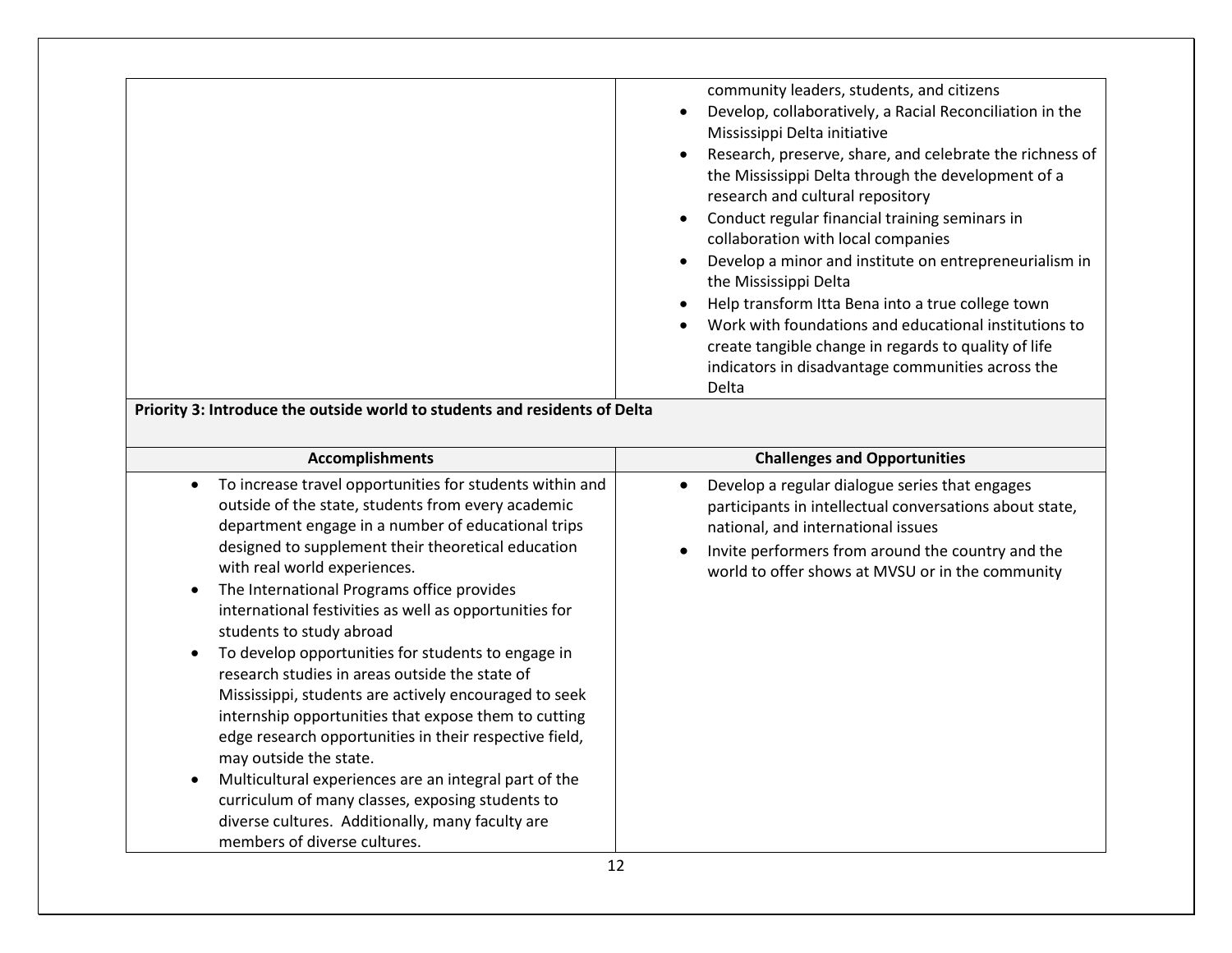| | |
|---|---|
| | community leaders, students, and citizens<br>• Develop, collaboratively, a Racial Reconciliation in the Mississippi Delta initiative<br>• Research, preserve, share, and celebrate the richness of the Mississippi Delta through the development of a research and cultural repository<br>• Conduct regular financial training seminars in collaboration with local companies<br>• Develop a minor and institute on entrepreneurialism in the Mississippi Delta<br>• Help transform Itta Bena into a true college town<br>• Work with foundations and educational institutions to create tangible change in regards to quality of life indicators in disadvantage communities across the Delta |
| **Priority 3: Introduce the outside world to students and residents of Delta** | |
| **Accomplishments** | **Challenges and Opportunities** |
| • To increase travel opportunities for students within and outside of the state, students from every academic department engage in a number of educational trips designed to supplement their theoretical education with real world experiences.<br>• The International Programs office provides international festivities as well as opportunities for students to study abroad<br>• To develop opportunities for students to engage in research studies in areas outside the state of Mississippi, students are actively encouraged to seek internship opportunities that expose them to cutting edge research opportunities in their respective field, may outside the state.<br>• Multicultural experiences are an integral part of the curriculum of many classes, exposing students to diverse cultures. Additionally, many faculty are members of diverse cultures. | • Develop a regular dialogue series that engages participants in intellectual conversations about state, national, and international issues<br>• Invite performers from around the country and the world to offer shows at MVSU or in the community |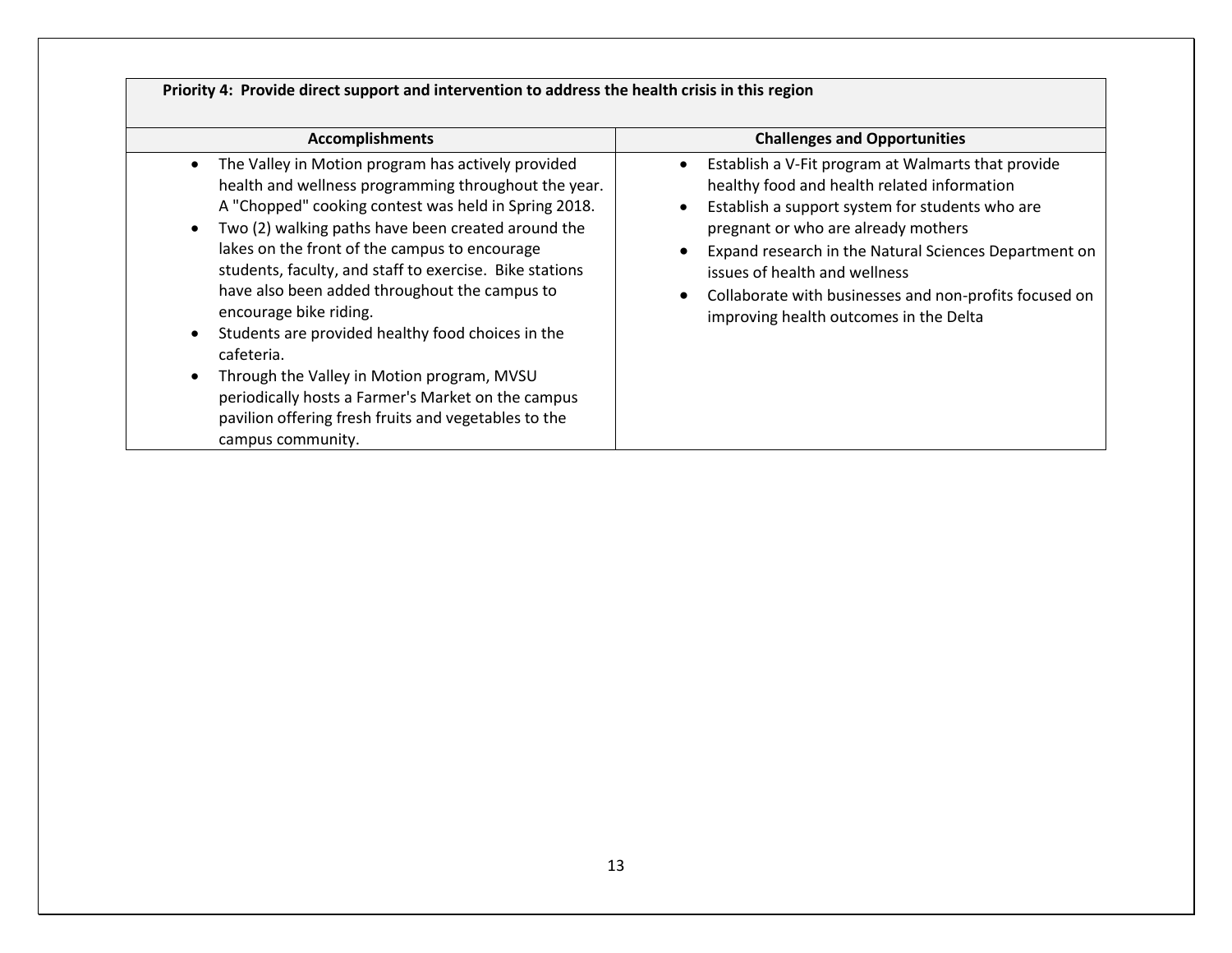| **Priority 4: Provide direct support and intervention to address the health crisis in this region** | |
|---|---|
| **Accomplishments** | **Challenges and Opportunities** |
| • The Valley in Motion program has actively provided health and wellness programming throughout the year. A "Chopped" cooking contest was held in Spring 2018.<br>• Two (2) walking paths have been created around the lakes on the front of the campus to encourage students, faculty, and staff to exercise. Bike stations have also been added throughout the campus to encourage bike riding.<br>• Students are provided healthy food choices in the cafeteria.<br>• Through the Valley in Motion program, MVSU periodically hosts a Farmer's Market on the campus pavilion offering fresh fruits and vegetables to the campus community. | • Establish a V-Fit program at Walmarts that provide healthy food and health related information<br>• Establish a support system for students who are pregnant or who are already mothers<br>• Expand research in the Natural Sciences Department on issues of health and wellness<br>• Collaborate with businesses and non-profits focused on improving health outcomes in the Delta |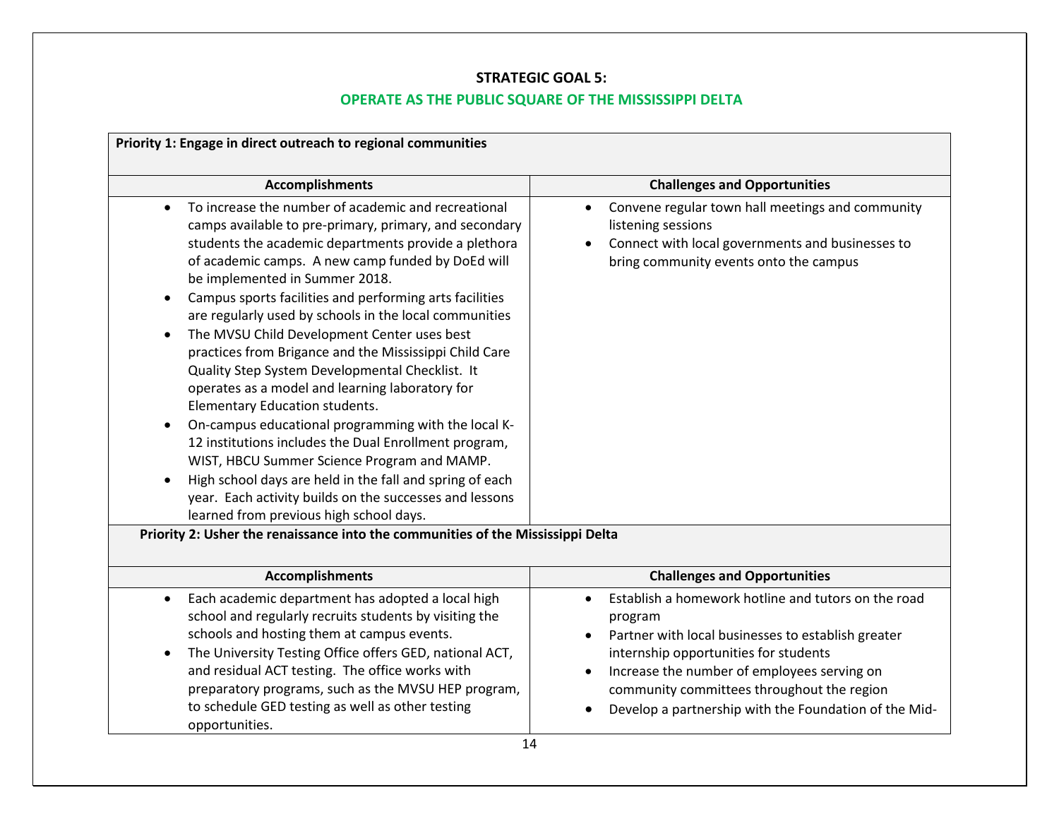## STRATEGIC GOAL 5:

## OPERATE AS THE PUBLIC SQUARE OF THE MISSISSIPPI DELTA

**Priority 1: Engage in direct outreach to regional communities**

| Accomplishments | Challenges and Opportunities |
|---|---|
| • To increase the number of academic and recreational camps available to pre-primary, primary, and secondary students the academic departments provide a plethora of academic camps. A new camp funded by DoEd will be implemented in Summer 2018.<br>• Campus sports facilities and performing arts facilities are regularly used by schools in the local communities<br>• The MVSU Child Development Center uses best practices from Brigance and the Mississippi Child Care Quality Step System Developmental Checklist. It operates as a model and learning laboratory for Elementary Education students.<br>• On-campus educational programming with the local K-12 institutions includes the Dual Enrollment program, WIST, HBCU Summer Science Program and MAMP.<br>• High school days are held in the fall and spring of each year. Each activity builds on the successes and lessons learned from previous high school days. | • Convene regular town hall meetings and community listening sessions<br>• Connect with local governments and businesses to bring community events onto the campus |

**Priority 2: Usher the renaissance into the communities of the Mississippi Delta**

| Accomplishments | Challenges and Opportunities |
|---|---|
| • Each academic department has adopted a local high school and regularly recruits students by visiting the schools and hosting them at campus events.<br>• The University Testing Office offers GED, national ACT, and residual ACT testing. The office works with preparatory programs, such as the MVSU HEP program, to schedule GED testing as well as other testing opportunities. | • Establish a homework hotline and tutors on the road program<br>• Partner with local businesses to establish greater internship opportunities for students<br>• Increase the number of employees serving on community committees throughout the region<br>• Develop a partnership with the Foundation of the Mid- |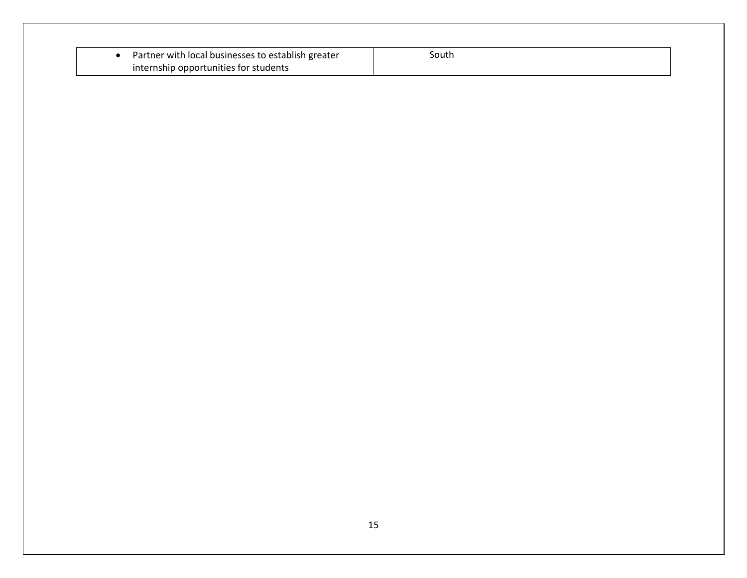| | |
|---|---|
| • Partner with local businesses to establish greater internship opportunities for students | South |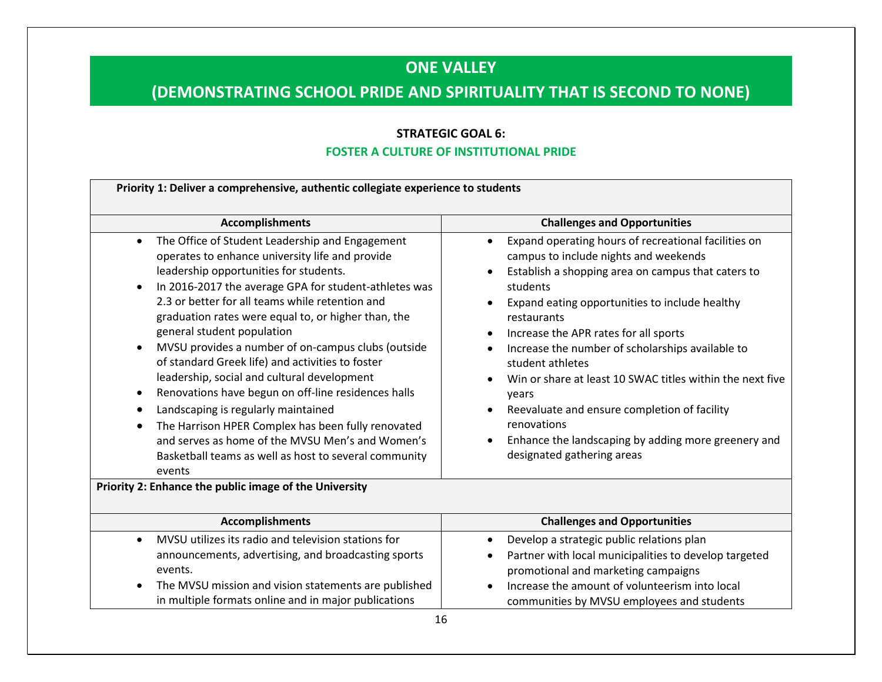# ONE VALLEY

## (DEMONSTRATING SCHOOL PRIDE AND SPIRITUALITY THAT IS SECOND TO NONE)

### STRATEGIC GOAL 6:

### FOSTER A CULTURE OF INSTITUTIONAL PRIDE

**Priority 1: Deliver a comprehensive, authentic collegiate experience to students**

| Accomplishments | Challenges and Opportunities |
|---|---|
| • The Office of Student Leadership and Engagement operates to enhance university life and provide leadership opportunities for students.<br>• In 2016-2017 the average GPA for student-athletes was 2.3 or better for all teams while retention and graduation rates were equal to, or higher than, the general student population<br>• MVSU provides a number of on-campus clubs (outside of standard Greek life) and activities to foster leadership, social and cultural development<br>• Renovations have begun on off-line residences halls<br>• Landscaping is regularly maintained<br>• The Harrison HPER Complex has been fully renovated and serves as home of the MVSU Men's and Women's Basketball teams as well as host to several community events | • Expand operating hours of recreational facilities on campus to include nights and weekends<br>• Establish a shopping area on campus that caters to students<br>• Expand eating opportunities to include healthy restaurants<br>• Increase the APR rates for all sports<br>• Increase the number of scholarships available to student athletes<br>• Win or share at least 10 SWAC titles within the next five years<br>• Reevaluate and ensure completion of facility renovations<br>• Enhance the landscaping by adding more greenery and designated gathering areas |

**Priority 2: Enhance the public image of the University**

| Accomplishments | Challenges and Opportunities |
|---|---|
| • MVSU utilizes its radio and television stations for announcements, advertising, and broadcasting sports events.<br>• The MVSU mission and vision statements are published in multiple formats online and in major publications | • Develop a strategic public relations plan<br>• Partner with local municipalities to develop targeted promotional and marketing campaigns<br>• Increase the amount of volunteerism into local communities by MVSU employees and students |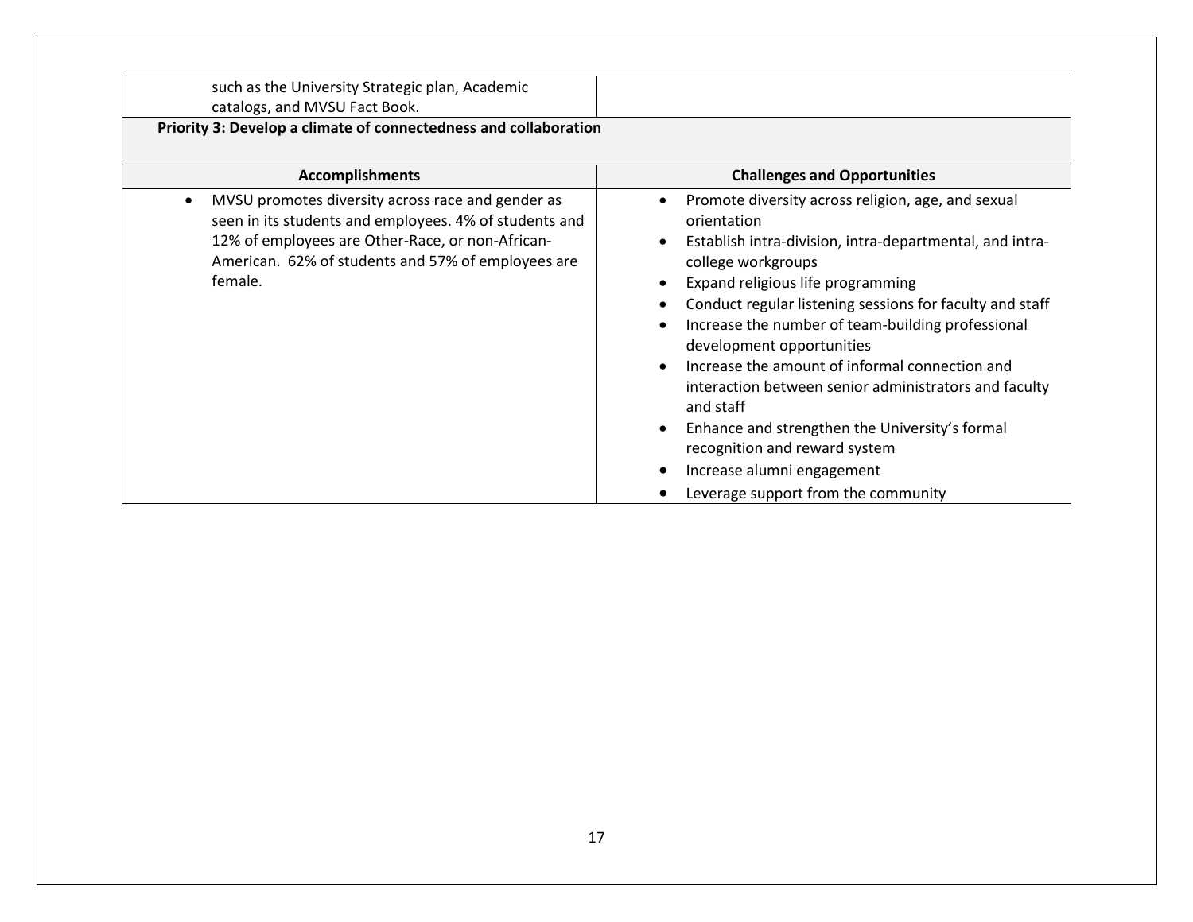| | |
|---|---|
| such as the University Strategic plan, Academic catalogs, and MVSU Fact Book. | |

**Priority 3: Develop a climate of connectedness and collaboration**

| Accomplishments | Challenges and Opportunities |
|---|---|
| • MVSU promotes diversity across race and gender as seen in its students and employees. 4% of students and 12% of employees are Other-Race, or non-African-American. 62% of students and 57% of employees are female. | • Promote diversity across religion, age, and sexual orientation<br>• Establish intra-division, intra-departmental, and intra-college workgroups<br>• Expand religious life programming<br>• Conduct regular listening sessions for faculty and staff<br>• Increase the number of team-building professional development opportunities<br>• Increase the amount of informal connection and interaction between senior administrators and faculty and staff<br>• Enhance and strengthen the University's formal recognition and reward system<br>• Increase alumni engagement<br>• Leverage support from the community |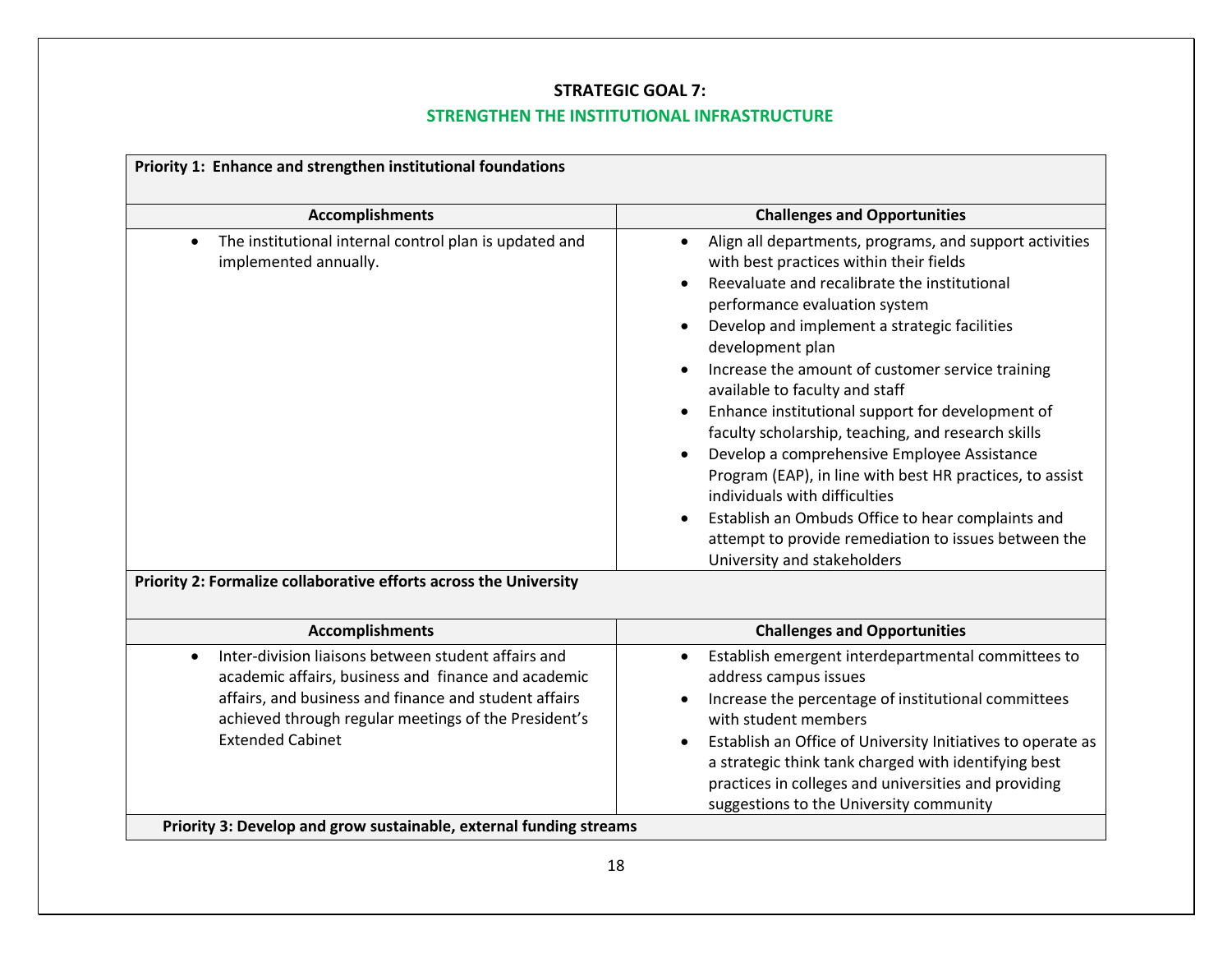## STRATEGIC GOAL 7:

## STRENGTHEN THE INSTITUTIONAL INFRASTRUCTURE

**Priority 1: Enhance and strengthen institutional foundations**

| Accomplishments | Challenges and Opportunities |
|---|---|
| • The institutional internal control plan is updated and implemented annually. | • Align all departments, programs, and support activities with best practices within their fields<br>• Reevaluate and recalibrate the institutional performance evaluation system<br>• Develop and implement a strategic facilities development plan<br>• Increase the amount of customer service training available to faculty and staff<br>• Enhance institutional support for development of faculty scholarship, teaching, and research skills<br>• Develop a comprehensive Employee Assistance Program (EAP), in line with best HR practices, to assist individuals with difficulties<br>• Establish an Ombuds Office to hear complaints and attempt to provide remediation to issues between the University and stakeholders |

**Priority 2: Formalize collaborative efforts across the University**

| Accomplishments | Challenges and Opportunities |
|---|---|
| • Inter-division liaisons between student affairs and academic affairs, business and finance and academic affairs, and business and finance and student affairs achieved through regular meetings of the President's Extended Cabinet | • Establish emergent interdepartmental committees to address campus issues<br>• Increase the percentage of institutional committees with student members<br>• Establish an Office of University Initiatives to operate as a strategic think tank charged with identifying best practices in colleges and universities and providing suggestions to the University community |

**Priority 3: Develop and grow sustainable, external funding streams**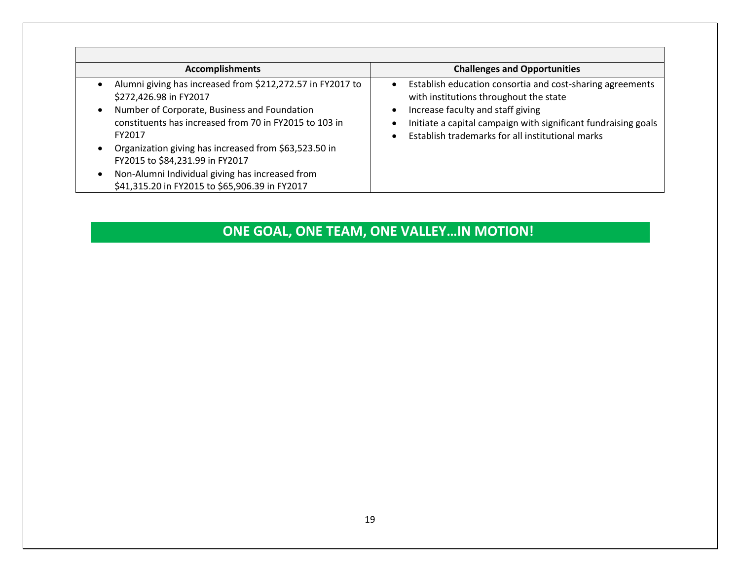| Accomplishments | Challenges and Opportunities |
|---|---|
| • Alumni giving has increased from $212,272.57 in FY2017 to $272,426.98 in FY2017<br>• Number of Corporate, Business and Foundation constituents has increased from 70 in FY2015 to 103 in FY2017<br>• Organization giving has increased from $63,523.50 in FY2015 to $84,231.99 in FY2017<br>• Non-Alumni Individual giving has increased from $41,315.20 in FY2015 to $65,906.39 in FY2017 | • Establish education consortia and cost-sharing agreements with institutions throughout the state<br>• Increase faculty and staff giving<br>• Initiate a capital campaign with significant fundraising goals<br>• Establish trademarks for all institutional marks |

**ONE GOAL, ONE TEAM, ONE VALLEY…IN MOTION!**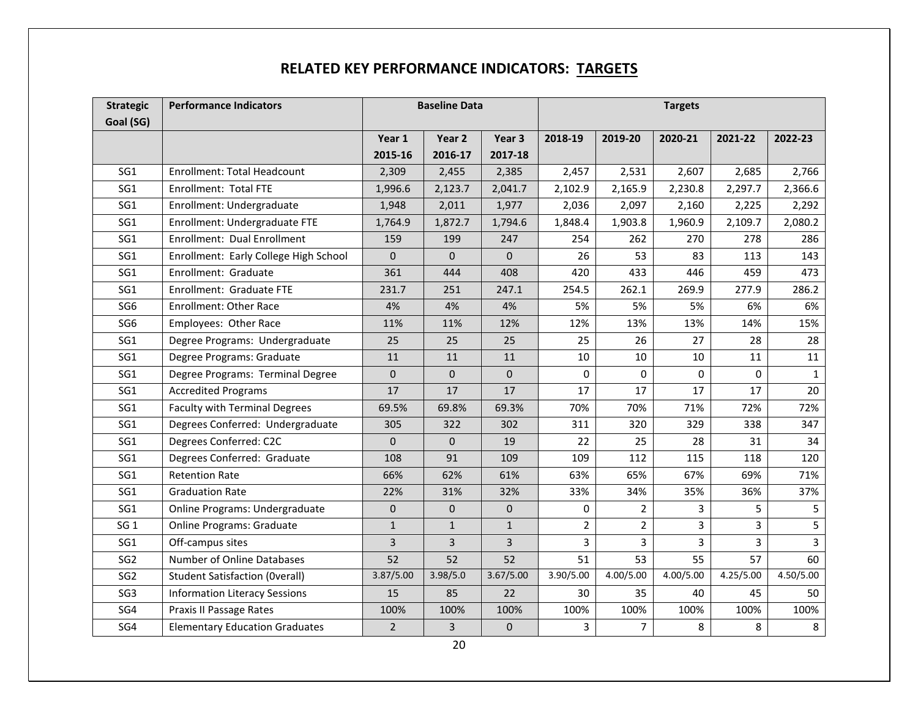# RELATED KEY PERFORMANCE INDICATORS: TARGETS

| Strategic Goal (SG) | Performance Indicators | Baseline Data | | | Targets | | | | |
|---|---|---|---|---|---|---|---|---|---|
| | | Year 1 2015-16 | Year 2 2016-17 | Year 3 2017-18 | 2018-19 | 2019-20 | 2020-21 | 2021-22 | 2022-23 |
| SG1 | Enrollment: Total Headcount | 2,309 | 2,455 | 2,385 | 2,457 | 2,531 | 2,607 | 2,685 | 2,766 |
| SG1 | Enrollment: Total FTE | 1,996.6 | 2,123.7 | 2,041.7 | 2,102.9 | 2,165.9 | 2,230.8 | 2,297.7 | 2,366.6 |
| SG1 | Enrollment: Undergraduate | 1,948 | 2,011 | 1,977 | 2,036 | 2,097 | 2,160 | 2,225 | 2,292 |
| SG1 | Enrollment: Undergraduate FTE | 1,764.9 | 1,872.7 | 1,794.6 | 1,848.4 | 1,903.8 | 1,960.9 | 2,109.7 | 2,080.2 |
| SG1 | Enrollment: Dual Enrollment | 159 | 199 | 247 | 254 | 262 | 270 | 278 | 286 |
| SG1 | Enrollment: Early College High School | 0 | 0 | 0 | 26 | 53 | 83 | 113 | 143 |
| SG1 | Enrollment: Graduate | 361 | 444 | 408 | 420 | 433 | 446 | 459 | 473 |
| SG1 | Enrollment: Graduate FTE | 231.7 | 251 | 247.1 | 254.5 | 262.1 | 269.9 | 277.9 | 286.2 |
| SG6 | Enrollment: Other Race | 4% | 4% | 4% | 5% | 5% | 5% | 6% | 6% |
| SG6 | Employees: Other Race | 11% | 11% | 12% | 12% | 13% | 13% | 14% | 15% |
| SG1 | Degree Programs: Undergraduate | 25 | 25 | 25 | 25 | 26 | 27 | 28 | 28 |
| SG1 | Degree Programs: Graduate | 11 | 11 | 11 | 10 | 10 | 10 | 11 | 11 |
| SG1 | Degree Programs: Terminal Degree | 0 | 0 | 0 | 0 | 0 | 0 | 0 | 1 |
| SG1 | Accredited Programs | 17 | 17 | 17 | 17 | 17 | 17 | 17 | 20 |
| SG1 | Faculty with Terminal Degrees | 69.5% | 69.8% | 69.3% | 70% | 70% | 71% | 72% | 72% |
| SG1 | Degrees Conferred: Undergraduate | 305 | 322 | 302 | 311 | 320 | 329 | 338 | 347 |
| SG1 | Degrees Conferred: C2C | 0 | 0 | 19 | 22 | 25 | 28 | 31 | 34 |
| SG1 | Degrees Conferred: Graduate | 108 | 91 | 109 | 109 | 112 | 115 | 118 | 120 |
| SG1 | Retention Rate | 66% | 62% | 61% | 63% | 65% | 67% | 69% | 71% |
| SG1 | Graduation Rate | 22% | 31% | 32% | 33% | 34% | 35% | 36% | 37% |
| SG1 | Online Programs: Undergraduate | 0 | 0 | 0 | 0 | 2 | 3 | 5 | 5 |
| SG 1 | Online Programs: Graduate | 1 | 1 | 1 | 2 | 2 | 3 | 3 | 5 |
| SG1 | Off-campus sites | 3 | 3 | 3 | 3 | 3 | 3 | 3 | 3 |
| SG2 | Number of Online Databases | 52 | 52 | 52 | 51 | 53 | 55 | 57 | 60 |
| SG2 | Student Satisfaction (0verall) | 3.87/5.00 | 3.98/5.0 | 3.67/5.00 | 3.90/5.00 | 4.00/5.00 | 4.00/5.00 | 4.25/5.00 | 4.50/5.00 |
| SG3 | Information Literacy Sessions | 15 | 85 | 22 | 30 | 35 | 40 | 45 | 50 |
| SG4 | Praxis II Passage Rates | 100% | 100% | 100% | 100% | 100% | 100% | 100% | 100% |
| SG4 | Elementary Education Graduates | 2 | 3 | 0 | 3 | 7 | 8 | 8 | 8 |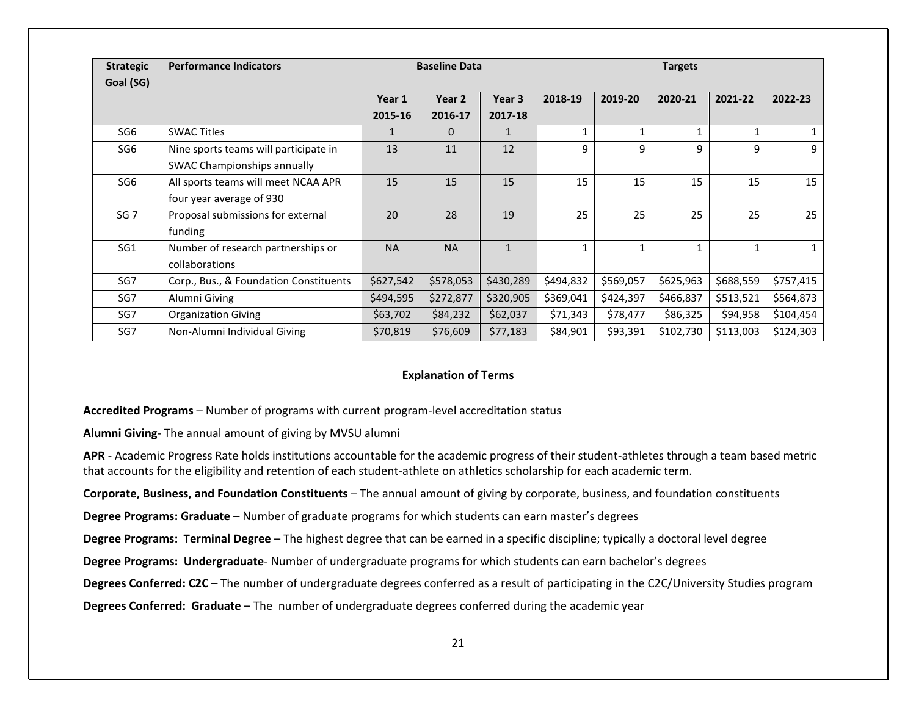| Strategic Goal (SG) | Performance Indicators | Baseline Data | | | Targets | | | | |
|---|---|---|---|---|---|---|---|---|---|
| | | Year 1 2015-16 | Year 2 2016-17 | Year 3 2017-18 | 2018-19 | 2019-20 | 2020-21 | 2021-22 | 2022-23 |
| SG6 | SWAC Titles | 1 | 0 | 1 | 1 | 1 | 1 | 1 | 1 |
| SG6 | Nine sports teams will participate in SWAC Championships annually | 13 | 11 | 12 | 9 | 9 | 9 | 9 | 9 |
| SG6 | All sports teams will meet NCAA APR four year average of 930 | 15 | 15 | 15 | 15 | 15 | 15 | 15 | 15 |
| SG 7 | Proposal submissions for external funding | 20 | 28 | 19 | 25 | 25 | 25 | 25 | 25 |
| SG1 | Number of research partnerships or collaborations | NA | NA | 1 | 1 | 1 | 1 | 1 | 1 |
| SG7 | Corp., Bus., & Foundation Constituents | $627,542 | $578,053 | $430,289 | $494,832 | $569,057 | $625,963 | $688,559 | $757,415 |
| SG7 | Alumni Giving | $494,595 | $272,877 | $320,905 | $369,041 | $424,397 | $466,837 | $513,521 | $564,873 |
| SG7 | Organization Giving | $63,702 | $84,232 | $62,037 | $71,343 | $78,477 | $86,325 | $94,958 | $104,454 |
| SG7 | Non-Alumni Individual Giving | $70,819 | $76,609 | $77,183 | $84,901 | $93,391 | $102,730 | $113,003 | $124,303 |

**Explanation of Terms**

**Accredited Programs** – Number of programs with current program-level accreditation status

**Alumni Giving**- The annual amount of giving by MVSU alumni

**APR** - Academic Progress Rate holds institutions accountable for the academic progress of their student-athletes through a team based metric that accounts for the eligibility and retention of each student-athlete on athletics scholarship for each academic term.

**Corporate, Business, and Foundation Constituents** – The annual amount of giving by corporate, business, and foundation constituents

**Degree Programs: Graduate** – Number of graduate programs for which students can earn master's degrees

**Degree Programs: Terminal Degree** – The highest degree that can be earned in a specific discipline; typically a doctoral level degree

**Degree Programs: Undergraduate**- Number of undergraduate programs for which students can earn bachelor's degrees

**Degrees Conferred: C2C** – The number of undergraduate degrees conferred as a result of participating in the C2C/University Studies program

**Degrees Conferred: Graduate** – The number of undergraduate degrees conferred during the academic year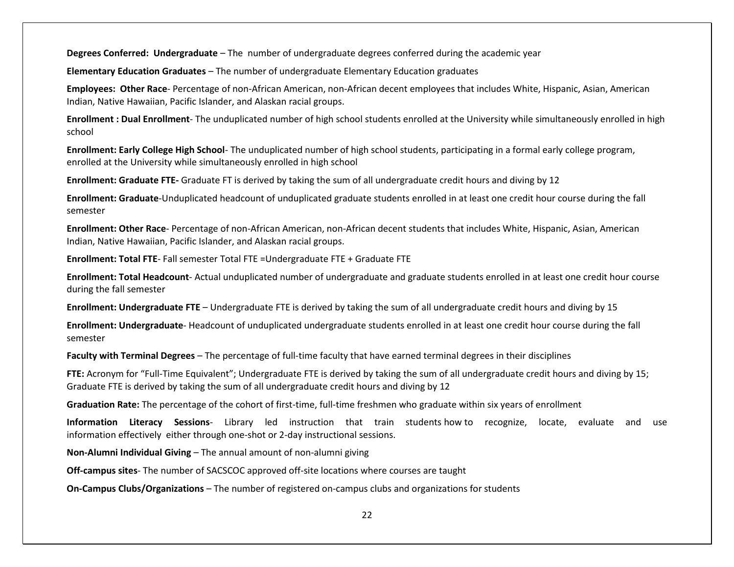**Degrees Conferred: Undergraduate** – The number of undergraduate degrees conferred during the academic year

**Elementary Education Graduates** – The number of undergraduate Elementary Education graduates

**Employees: Other Race**- Percentage of non-African American, non-African decent employees that includes White, Hispanic, Asian, American Indian, Native Hawaiian, Pacific Islander, and Alaskan racial groups.

**Enrollment : Dual Enrollment**- The unduplicated number of high school students enrolled at the University while simultaneously enrolled in high school

**Enrollment: Early College High School**- The unduplicated number of high school students, participating in a formal early college program, enrolled at the University while simultaneously enrolled in high school

**Enrollment: Graduate FTE-** Graduate FT is derived by taking the sum of all undergraduate credit hours and diving by 12

**Enrollment: Graduate**-Unduplicated headcount of unduplicated graduate students enrolled in at least one credit hour course during the fall semester

**Enrollment: Other Race**- Percentage of non-African American, non-African decent students that includes White, Hispanic, Asian, American Indian, Native Hawaiian, Pacific Islander, and Alaskan racial groups.

**Enrollment: Total FTE**- Fall semester Total FTE =Undergraduate FTE + Graduate FTE

**Enrollment: Total Headcount**- Actual unduplicated number of undergraduate and graduate students enrolled in at least one credit hour course during the fall semester

**Enrollment: Undergraduate FTE** – Undergraduate FTE is derived by taking the sum of all undergraduate credit hours and diving by 15

**Enrollment: Undergraduate**- Headcount of unduplicated undergraduate students enrolled in at least one credit hour course during the fall semester

**Faculty with Terminal Degrees** – The percentage of full-time faculty that have earned terminal degrees in their disciplines

**FTE:** Acronym for "Full-Time Equivalent"; Undergraduate FTE is derived by taking the sum of all undergraduate credit hours and diving by 15; Graduate FTE is derived by taking the sum of all undergraduate credit hours and diving by 12

**Graduation Rate:** The percentage of the cohort of first-time, full-time freshmen who graduate within six years of enrollment

**Information Literacy Sessions**- Library led instruction that train students how to recognize, locate, evaluate and use information effectively either through one-shot or 2-day instructional sessions.

**Non-Alumni Individual Giving** – The annual amount of non-alumni giving

**Off-campus sites**- The number of SACSCOC approved off-site locations where courses are taught

**On-Campus Clubs/Organizations** – The number of registered on-campus clubs and organizations for students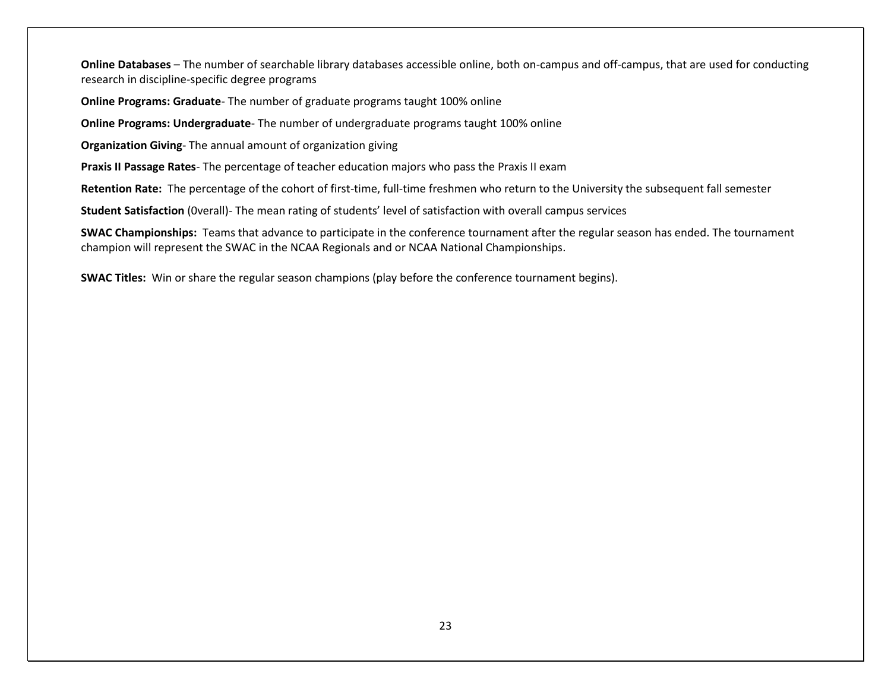**Online Databases** – The number of searchable library databases accessible online, both on-campus and off-campus, that are used for conducting research in discipline-specific degree programs

**Online Programs: Graduate**- The number of graduate programs taught 100% online

**Online Programs: Undergraduate**- The number of undergraduate programs taught 100% online

**Organization Giving**- The annual amount of organization giving

**Praxis II Passage Rates**- The percentage of teacher education majors who pass the Praxis II exam

**Retention Rate:** The percentage of the cohort of first-time, full-time freshmen who return to the University the subsequent fall semester

**Student Satisfaction** (0verall)- The mean rating of students' level of satisfaction with overall campus services

**SWAC Championships:** Teams that advance to participate in the conference tournament after the regular season has ended. The tournament champion will represent the SWAC in the NCAA Regionals and or NCAA National Championships.

**SWAC Titles:** Win or share the regular season champions (play before the conference tournament begins).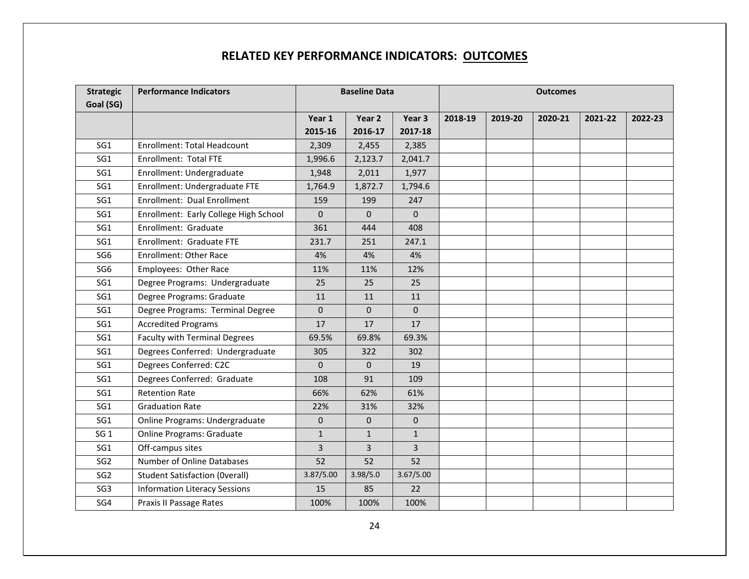## RELATED KEY PERFORMANCE INDICATORS: OUTCOMES

| Strategic Goal (SG) | Performance Indicators | Baseline Data | | | Outcomes | | | | |
|---|---|---|---|---|---|---|---|---|---|
| | | Year 1 2015-16 | Year 2 2016-17 | Year 3 2017-18 | 2018-19 | 2019-20 | 2020-21 | 2021-22 | 2022-23 |
| SG1 | Enrollment: Total Headcount | 2,309 | 2,455 | 2,385 | | | | | |
| SG1 | Enrollment: Total FTE | 1,996.6 | 2,123.7 | 2,041.7 | | | | | |
| SG1 | Enrollment: Undergraduate | 1,948 | 2,011 | 1,977 | | | | | |
| SG1 | Enrollment: Undergraduate FTE | 1,764.9 | 1,872.7 | 1,794.6 | | | | | |
| SG1 | Enrollment: Dual Enrollment | 159 | 199 | 247 | | | | | |
| SG1 | Enrollment: Early College High School | 0 | 0 | 0 | | | | | |
| SG1 | Enrollment: Graduate | 361 | 444 | 408 | | | | | |
| SG1 | Enrollment: Graduate FTE | 231.7 | 251 | 247.1 | | | | | |
| SG6 | Enrollment: Other Race | 4% | 4% | 4% | | | | | |
| SG6 | Employees: Other Race | 11% | 11% | 12% | | | | | |
| SG1 | Degree Programs: Undergraduate | 25 | 25 | 25 | | | | | |
| SG1 | Degree Programs: Graduate | 11 | 11 | 11 | | | | | |
| SG1 | Degree Programs: Terminal Degree | 0 | 0 | 0 | | | | | |
| SG1 | Accredited Programs | 17 | 17 | 17 | | | | | |
| SG1 | Faculty with Terminal Degrees | 69.5% | 69.8% | 69.3% | | | | | |
| SG1 | Degrees Conferred: Undergraduate | 305 | 322 | 302 | | | | | |
| SG1 | Degrees Conferred: C2C | 0 | 0 | 19 | | | | | |
| SG1 | Degrees Conferred: Graduate | 108 | 91 | 109 | | | | | |
| SG1 | Retention Rate | 66% | 62% | 61% | | | | | |
| SG1 | Graduation Rate | 22% | 31% | 32% | | | | | |
| SG1 | Online Programs: Undergraduate | 0 | 0 | 0 | | | | | |
| SG 1 | Online Programs: Graduate | 1 | 1 | 1 | | | | | |
| SG1 | Off-campus sites | 3 | 3 | 3 | | | | | |
| SG2 | Number of Online Databases | 52 | 52 | 52 | | | | | |
| SG2 | Student Satisfaction (0verall) | 3.87/5.00 | 3.98/5.0 | 3.67/5.00 | | | | | |
| SG3 | Information Literacy Sessions | 15 | 85 | 22 | | | | | |
| SG4 | Praxis II Passage Rates | 100% | 100% | 100% | | | | | |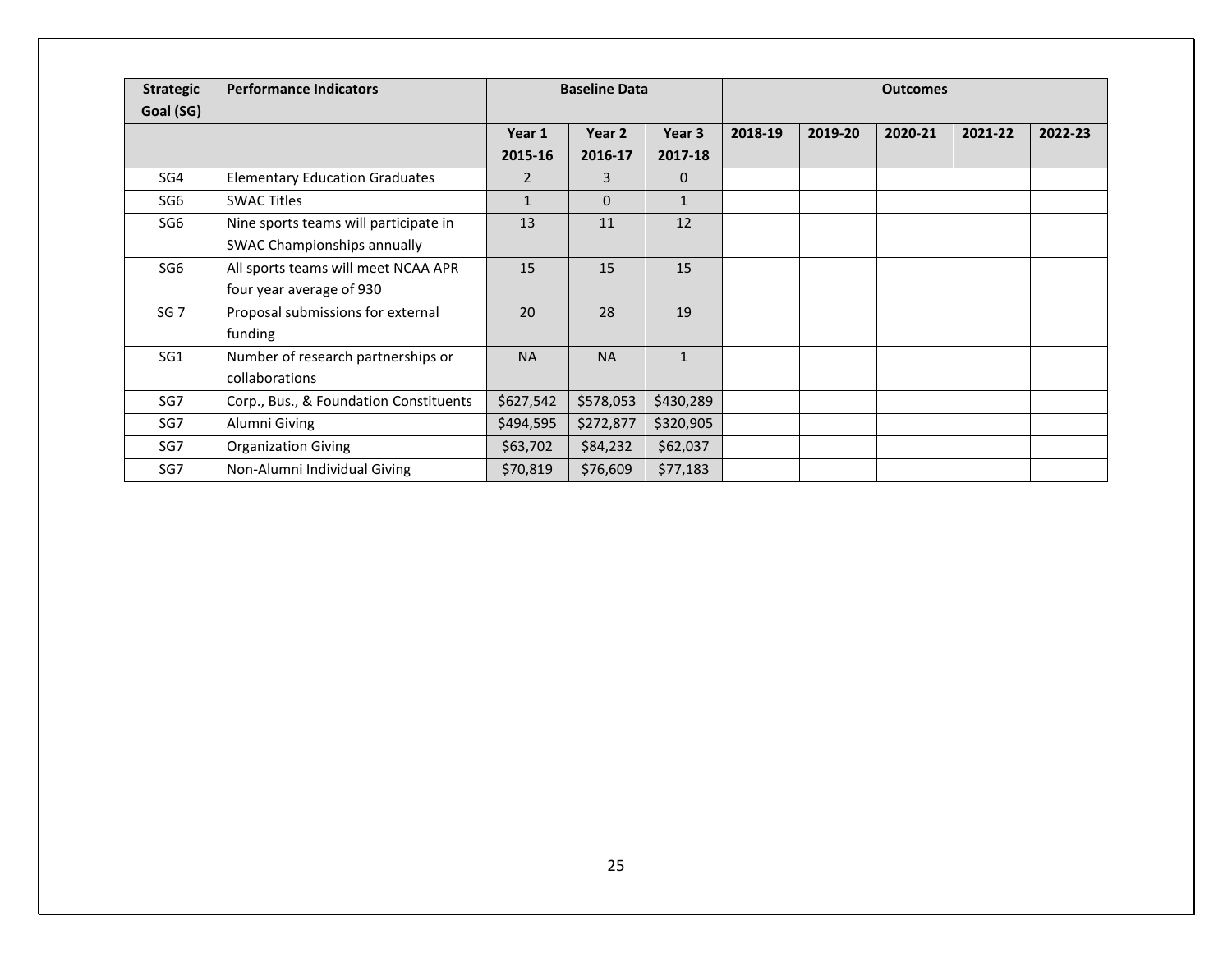| Strategic Goal (SG) | Performance Indicators | Baseline Data | | | Outcomes | | | | |
|---|---|---|---|---|---|---|---|---|---|
| | | Year 1 2015-16 | Year 2 2016-17 | Year 3 2017-18 | 2018-19 | 2019-20 | 2020-21 | 2021-22 | 2022-23 |
| SG4 | Elementary Education Graduates | 2 | 3 | 0 | | | | | |
| SG6 | SWAC Titles | 1 | 0 | 1 | | | | | |
| SG6 | Nine sports teams will participate in SWAC Championships annually | 13 | 11 | 12 | | | | | |
| SG6 | All sports teams will meet NCAA APR four year average of 930 | 15 | 15 | 15 | | | | | |
| SG 7 | Proposal submissions for external funding | 20 | 28 | 19 | | | | | |
| SG1 | Number of research partnerships or collaborations | NA | NA | 1 | | | | | |
| SG7 | Corp., Bus., & Foundation Constituents | $627,542 | $578,053 | $430,289 | | | | | |
| SG7 | Alumni Giving | $494,595 | $272,877 | $320,905 | | | | | |
| SG7 | Organization Giving | $63,702 | $84,232 | $62,037 | | | | | |
| SG7 | Non-Alumni Individual Giving | $70,819 | $76,609 | $77,183 | | | | | |